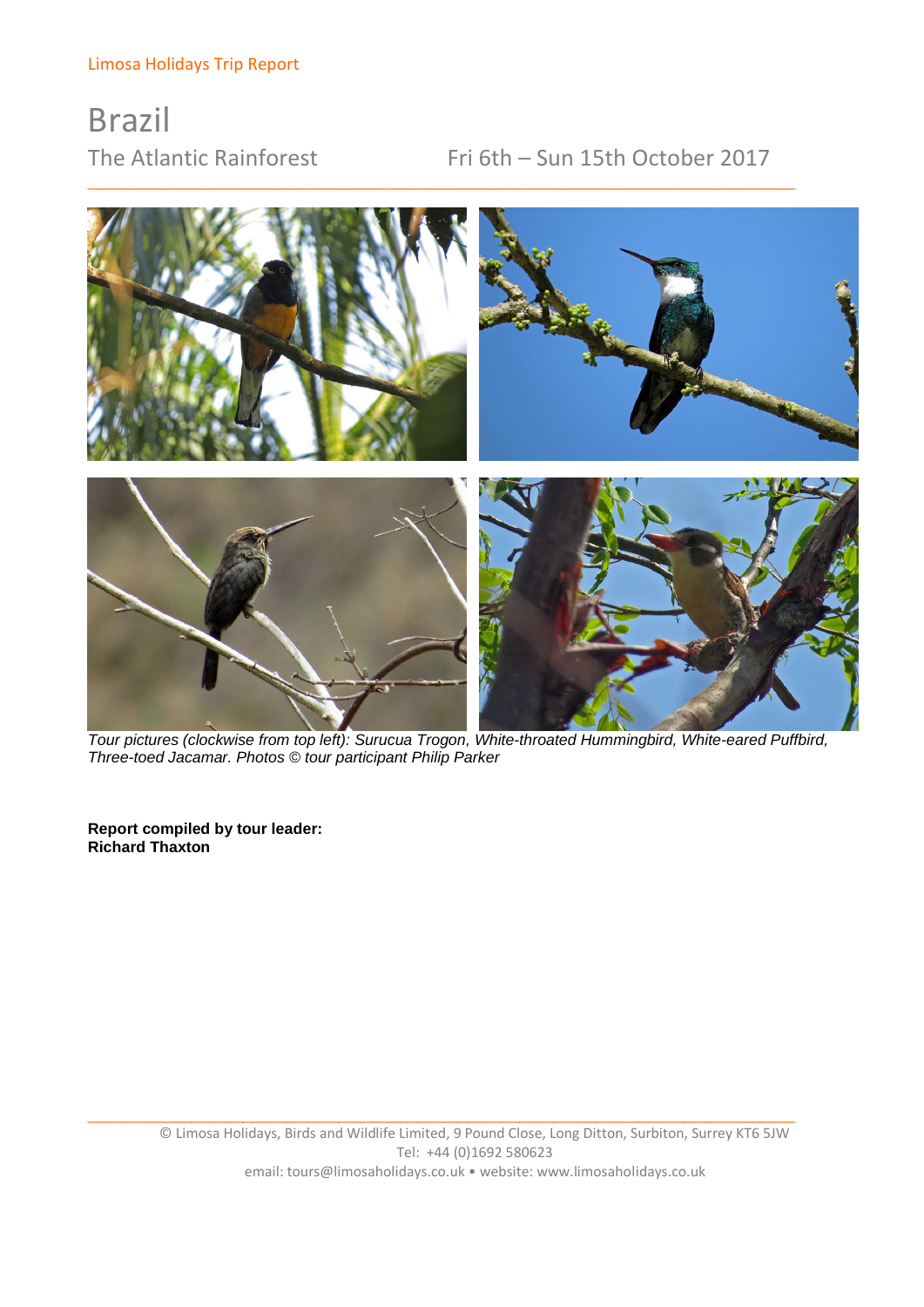Limosa Holidays Trip Report

# Brazil

## The Atlantic Rainforest

Fri 6th – Sun 15th October 2017

*Tour pictures (clockwise from top left): Surucua Trogon, White-throated Hummingbird, White-eared Puffbird, Three-toed Jacamar. Photos © tour participant Philip Parker*

**Report compiled by tour leader: Richard Thaxton**

© Limosa Holidays, Birds and Wildlife Limited, 9 Pound Close, Long Ditton, Surbiton, Surrey KT6 5JW
Tel: +44 (0)1692 580623
email: tours@limosaholidays.co.uk • website: www.limosaholidays.co.uk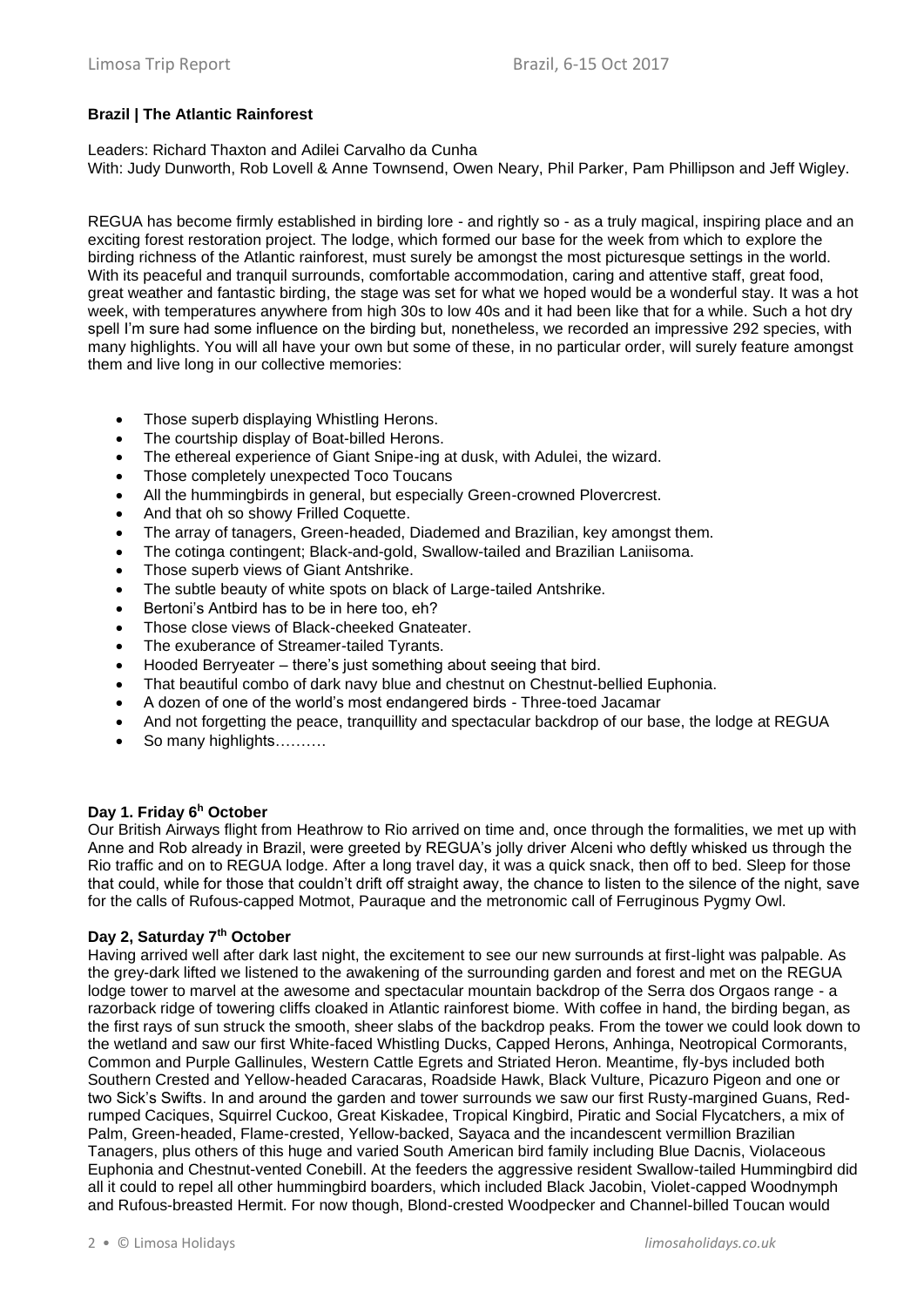**Brazil | The Atlantic Rainforest**

Leaders: Richard Thaxton and Adilei Carvalho da Cunha
With: Judy Dunworth, Rob Lovell & Anne Townsend, Owen Neary, Phil Parker, Pam Phillipson and Jeff Wigley.

REGUA has become firmly established in birding lore - and rightly so - as a truly magical, inspiring place and an exciting forest restoration project. The lodge, which formed our base for the week from which to explore the birding richness of the Atlantic rainforest, must surely be amongst the most picturesque settings in the world. With its peaceful and tranquil surrounds, comfortable accommodation, caring and attentive staff, great food, great weather and fantastic birding, the stage was set for what we hoped would be a wonderful stay. It was a hot week, with temperatures anywhere from high 30s to low 40s and it had been like that for a while. Such a hot dry spell I'm sure had some influence on the birding but, nonetheless, we recorded an impressive 292 species, with many highlights. You will all have your own but some of these, in no particular order, will surely feature amongst them and live long in our collective memories:

- Those superb displaying Whistling Herons.
- The courtship display of Boat-billed Herons.
- The ethereal experience of Giant Snipe-ing at dusk, with Adulei, the wizard.
- Those completely unexpected Toco Toucans
- All the hummingbirds in general, but especially Green-crowned Plovercrest.
- And that oh so showy Frilled Coquette.
- The array of tanagers, Green-headed, Diademed and Brazilian, key amongst them.
- The cotinga contingent; Black-and-gold, Swallow-tailed and Brazilian Laniisoma.
- Those superb views of Giant Antshrike.
- The subtle beauty of white spots on black of Large-tailed Antshrike.
- Bertoni's Antbird has to be in here too, eh?
- Those close views of Black-cheeked Gnateater.
- The exuberance of Streamer-tailed Tyrants.
- Hooded Berryeater – there's just something about seeing that bird.
- That beautiful combo of dark navy blue and chestnut on Chestnut-bellied Euphonia.
- A dozen of one of the world's most endangered birds - Three-toed Jacamar
- And not forgetting the peace, tranquillity and spectacular backdrop of our base, the lodge at REGUA
- So many highlights……….

**Day 1. Friday 6[h] October**

Our British Airways flight from Heathrow to Rio arrived on time and, once through the formalities, we met up with Anne and Rob already in Brazil, were greeted by REGUA's jolly driver Alceni who deftly whisked us through the Rio traffic and on to REGUA lodge. After a long travel day, it was a quick snack, then off to bed. Sleep for those that could, while for those that couldn't drift off straight away, the chance to listen to the silence of the night, save for the calls of Rufous-capped Motmot, Pauraque and the metronomic call of Ferruginous Pygmy Owl.

**Day 2, Saturday 7[th] October**

Having arrived well after dark last night, the excitement to see our new surrounds at first-light was palpable. As the grey-dark lifted we listened to the awakening of the surrounding garden and forest and met on the REGUA lodge tower to marvel at the awesome and spectacular mountain backdrop of the Serra dos Orgaos range - a razorback ridge of towering cliffs cloaked in Atlantic rainforest biome. With coffee in hand, the birding began, as the first rays of sun struck the smooth, sheer slabs of the backdrop peaks. From the tower we could look down to the wetland and saw our first White-faced Whistling Ducks, Capped Herons, Anhinga, Neotropical Cormorants, Common and Purple Gallinules, Western Cattle Egrets and Striated Heron. Meantime, fly-bys included both Southern Crested and Yellow-headed Caracaras, Roadside Hawk, Black Vulture, Picazuro Pigeon and one or two Sick's Swifts. In and around the garden and tower surrounds we saw our first Rusty-margined Guans, Red-rumped Caciques, Squirrel Cuckoo, Great Kiskadee, Tropical Kingbird, Piratic and Social Flycatchers, a mix of Palm, Green-headed, Flame-crested, Yellow-backed, Sayaca and the incandescent vermillion Brazilian Tanagers, plus others of this huge and varied South American bird family including Blue Dacnis, Violaceous Euphonia and Chestnut-vented Conebill. At the feeders the aggressive resident Swallow-tailed Hummingbird did all it could to repel all other hummingbird boarders, which included Black Jacobin, Violet-capped Woodnymph and Rufous-breasted Hermit. For now though, Blond-crested Woodpecker and Channel-billed Toucan would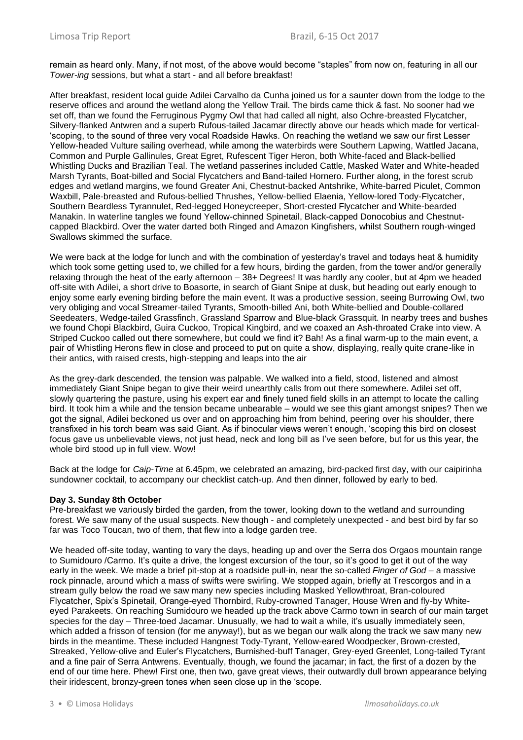remain as heard only. Many, if not most, of the above would become "staples" from now on, featuring in all our *Tower-ing* sessions, but what a start - and all before breakfast!

After breakfast, resident local guide Adilei Carvalho da Cunha joined us for a saunter down from the lodge to the reserve offices and around the wetland along the Yellow Trail. The birds came thick & fast. No sooner had we set off, than we found the Ferruginous Pygmy Owl that had called all night, also Ochre-breasted Flycatcher, Silvery-flanked Antwren and a superb Rufous-tailed Jacamar directly above our heads which made for vertical-'scoping, to the sound of three very vocal Roadside Hawks. On reaching the wetland we saw our first Lesser Yellow-headed Vulture sailing overhead, while among the waterbirds were Southern Lapwing, Wattled Jacana, Common and Purple Gallinules, Great Egret, Rufescent Tiger Heron, both White-faced and Black-bellied Whistling Ducks and Brazilian Teal. The wetland passerines included Cattle, Masked Water and White-headed Marsh Tyrants, Boat-billed and Social Flycatchers and Band-tailed Hornero. Further along, in the forest scrub edges and wetland margins, we found Greater Ani, Chestnut-backed Antshrike, White-barred Piculet, Common Waxbill, Pale-breasted and Rufous-bellied Thrushes, Yellow-bellied Elaenia, Yellow-lored Tody-Flycatcher, Southern Beardless Tyrannulet, Red-legged Honeycreeper, Short-crested Flycatcher and White-bearded Manakin. In waterline tangles we found Yellow-chinned Spinetail, Black-capped Donocobius and Chestnut-capped Blackbird. Over the water darted both Ringed and Amazon Kingfishers, whilst Southern rough-winged Swallows skimmed the surface.

We were back at the lodge for lunch and with the combination of yesterday's travel and todays heat & humidity which took some getting used to, we chilled for a few hours, birding the garden, from the tower and/or generally relaxing through the heat of the early afternoon – 38+ Degrees! It was hardly any cooler, but at 4pm we headed off-site with Adilei, a short drive to Boasorte, in search of Giant Snipe at dusk, but heading out early enough to enjoy some early evening birding before the main event. It was a productive session, seeing Burrowing Owl, two very obliging and vocal Streamer-tailed Tyrants, Smooth-billed Ani, both White-bellied and Double-collared Seedeaters, Wedge-tailed Grassfinch, Grassland Sparrow and Blue-black Grassquit. In nearby trees and bushes we found Chopi Blackbird, Guira Cuckoo, Tropical Kingbird, and we coaxed an Ash-throated Crake into view. A Striped Cuckoo called out there somewhere, but could we find it? Bah! As a final warm-up to the main event, a pair of Whistling Herons flew in close and proceed to put on quite a show, displaying, really quite crane-like in their antics, with raised crests, high-stepping and leaps into the air

As the grey-dark descended, the tension was palpable. We walked into a field, stood, listened and almost immediately Giant Snipe began to give their weird unearthly calls from out there somewhere. Adilei set off, slowly quartering the pasture, using his expert ear and finely tuned field skills in an attempt to locate the calling bird. It took him a while and the tension became unbearable – would we see this giant amongst snipes? Then we got the signal, Adilei beckoned us over and on approaching him from behind, peering over his shoulder, there transfixed in his torch beam was said Giant. As if binocular views weren't enough, 'scoping this bird on closest focus gave us unbelievable views, not just head, neck and long bill as I've seen before, but for us this year, the whole bird stood up in full view. Wow!

Back at the lodge for *Caip-Time* at 6.45pm, we celebrated an amazing, bird-packed first day, with our caipirinha sundowner cocktail, to accompany our checklist catch-up. And then dinner, followed by early to bed.

**Day 3. Sunday 8th October**

Pre-breakfast we variously birded the garden, from the tower, looking down to the wetland and surrounding forest. We saw many of the usual suspects. New though - and completely unexpected - and best bird by far so far was Toco Toucan, two of them, that flew into a lodge garden tree.

We headed off-site today, wanting to vary the days, heading up and over the Serra dos Orgaos mountain range to Sumidouro /Carmo. It's quite a drive, the longest excursion of the tour, so it's good to get it out of the way early in the week. We made a brief pit-stop at a roadside pull-in, near the so-called *Finger of God* – a massive rock pinnacle, around which a mass of swifts were swirling. We stopped again, briefly at Trescorgos and in a stream gully below the road we saw many new species including Masked Yellowthroat, Bran-coloured Flycatcher, Spix's Spinetail, Orange-eyed Thornbird, Ruby-crowned Tanager, House Wren and fly-by White-eyed Parakeets. On reaching Sumidouro we headed up the track above Carmo town in search of our main target species for the day – Three-toed Jacamar. Unusually, we had to wait a while, it's usually immediately seen, which added a frisson of tension (for me anyway!), but as we began our walk along the track we saw many new birds in the meantime. These included Hangnest Tody-Tyrant, Yellow-eared Woodpecker, Brown-crested, Streaked, Yellow-olive and Euler's Flycatchers, Burnished-buff Tanager, Grey-eyed Greenlet, Long-tailed Tyrant and a fine pair of Serra Antwrens. Eventually, though, we found the jacamar; in fact, the first of a dozen by the end of our time here. Phew! First one, then two, gave great views, their outwardly dull brown appearance belying their iridescent, bronzy-green tones when seen close up in the 'scope.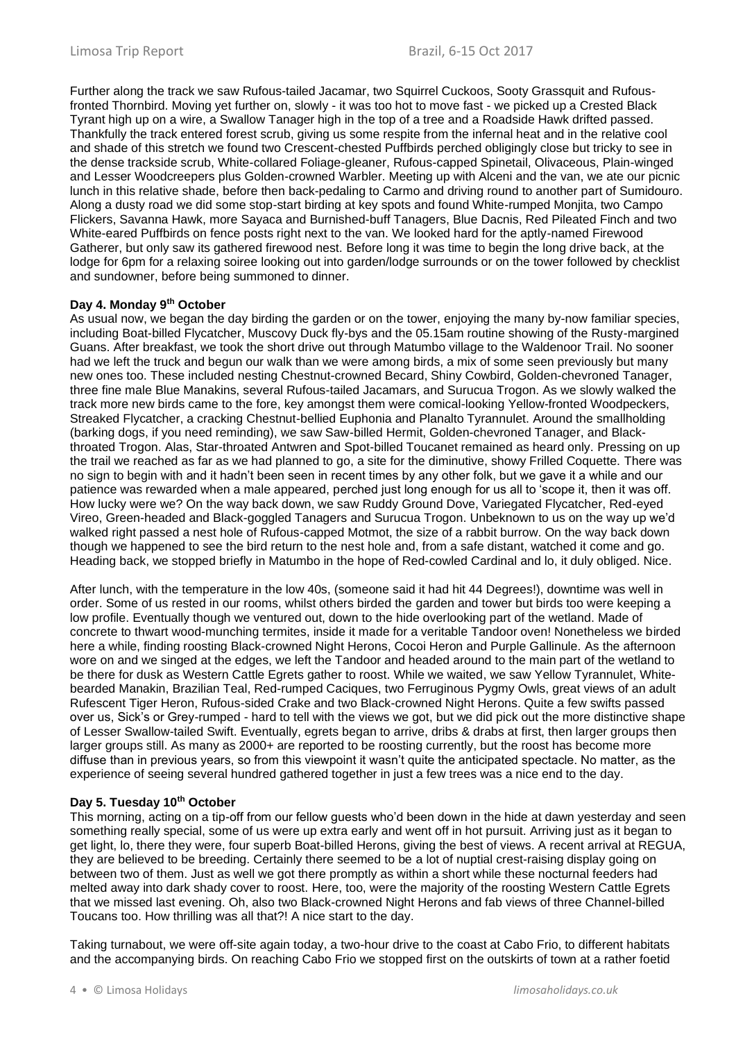Further along the track we saw Rufous-tailed Jacamar, two Squirrel Cuckoos, Sooty Grassquit and Rufous-fronted Thornbird. Moving yet further on, slowly - it was too hot to move fast - we picked up a Crested Black Tyrant high up on a wire, a Swallow Tanager high in the top of a tree and a Roadside Hawk drifted passed. Thankfully the track entered forest scrub, giving us some respite from the infernal heat and in the relative cool and shade of this stretch we found two Crescent-chested Puffbirds perched obligingly close but tricky to see in the dense trackside scrub, White-collared Foliage-gleaner, Rufous-capped Spinetail, Olivaceous, Plain-winged and Lesser Woodcreepers plus Golden-crowned Warbler. Meeting up with Alceni and the van, we ate our picnic lunch in this relative shade, before then back-pedaling to Carmo and driving round to another part of Sumidouro. Along a dusty road we did some stop-start birding at key spots and found White-rumped Monjita, two Campo Flickers, Savanna Hawk, more Sayaca and Burnished-buff Tanagers, Blue Dacnis, Red Pileated Finch and two White-eared Puffbirds on fence posts right next to the van. We looked hard for the aptly-named Firewood Gatherer, but only saw its gathered firewood nest. Before long it was time to begin the long drive back, at the lodge for 6pm for a relaxing soiree looking out into garden/lodge surrounds or on the tower followed by checklist and sundowner, before being summoned to dinner.

**Day 4. Monday 9th October**

As usual now, we began the day birding the garden or on the tower, enjoying the many by-now familiar species, including Boat-billed Flycatcher, Muscovy Duck fly-bys and the 05.15am routine showing of the Rusty-margined Guans. After breakfast, we took the short drive out through Matumbo village to the Waldenoor Trail. No sooner had we left the truck and begun our walk than we were among birds, a mix of some seen previously but many new ones too. These included nesting Chestnut-crowned Becard, Shiny Cowbird, Golden-chevroned Tanager, three fine male Blue Manakins, several Rufous-tailed Jacamars, and Surucua Trogon. As we slowly walked the track more new birds came to the fore, key amongst them were comical-looking Yellow-fronted Woodpeckers, Streaked Flycatcher, a cracking Chestnut-bellied Euphonia and Planalto Tyrannulet. Around the smallholding (barking dogs, if you need reminding), we saw Saw-billed Hermit, Golden-chevroned Tanager, and Black-throated Trogon. Alas, Star-throated Antwren and Spot-billed Toucanet remained as heard only. Pressing on up the trail we reached as far as we had planned to go, a site for the diminutive, showy Frilled Coquette. There was no sign to begin with and it hadn't been seen in recent times by any other folk, but we gave it a while and our patience was rewarded when a male appeared, perched just long enough for us all to 'scope it, then it was off. How lucky were we? On the way back down, we saw Ruddy Ground Dove, Variegated Flycatcher, Red-eyed Vireo, Green-headed and Black-goggled Tanagers and Surucua Trogon. Unbeknown to us on the way up we'd walked right passed a nest hole of Rufous-capped Motmot, the size of a rabbit burrow. On the way back down though we happened to see the bird return to the nest hole and, from a safe distant, watched it come and go. Heading back, we stopped briefly in Matumbo in the hope of Red-cowled Cardinal and lo, it duly obliged. Nice.

After lunch, with the temperature in the low 40s, (someone said it had hit 44 Degrees!), downtime was well in order. Some of us rested in our rooms, whilst others birded the garden and tower but birds too were keeping a low profile. Eventually though we ventured out, down to the hide overlooking part of the wetland. Made of concrete to thwart wood-munching termites, inside it made for a veritable Tandoor oven! Nonetheless we birded here a while, finding roosting Black-crowned Night Herons, Cocoi Heron and Purple Gallinule. As the afternoon wore on and we singed at the edges, we left the Tandoor and headed around to the main part of the wetland to be there for dusk as Western Cattle Egrets gather to roost. While we waited, we saw Yellow Tyrannulet, White-bearded Manakin, Brazilian Teal, Red-rumped Caciques, two Ferruginous Pygmy Owls, great views of an adult Rufescent Tiger Heron, Rufous-sided Crake and two Black-crowned Night Herons. Quite a few swifts passed over us, Sick's or Grey-rumped - hard to tell with the views we got, but we did pick out the more distinctive shape of Lesser Swallow-tailed Swift. Eventually, egrets began to arrive, dribs & drabs at first, then larger groups then larger groups still. As many as 2000+ are reported to be roosting currently, but the roost has become more diffuse than in previous years, so from this viewpoint it wasn't quite the anticipated spectacle. No matter, as the experience of seeing several hundred gathered together in just a few trees was a nice end to the day.

**Day 5. Tuesday 10th October**

This morning, acting on a tip-off from our fellow guests who'd been down in the hide at dawn yesterday and seen something really special, some of us were up extra early and went off in hot pursuit. Arriving just as it began to get light, lo, there they were, four superb Boat-billed Herons, giving the best of views. A recent arrival at REGUA, they are believed to be breeding. Certainly there seemed to be a lot of nuptial crest-raising display going on between two of them. Just as well we got there promptly as within a short while these nocturnal feeders had melted away into dark shady cover to roost. Here, too, were the majority of the roosting Western Cattle Egrets that we missed last evening. Oh, also two Black-crowned Night Herons and fab views of three Channel-billed Toucans too. How thrilling was all that?! A nice start to the day.

Taking turnabout, we were off-site again today, a two-hour drive to the coast at Cabo Frio, to different habitats and the accompanying birds. On reaching Cabo Frio we stopped first on the outskirts of town at a rather foetid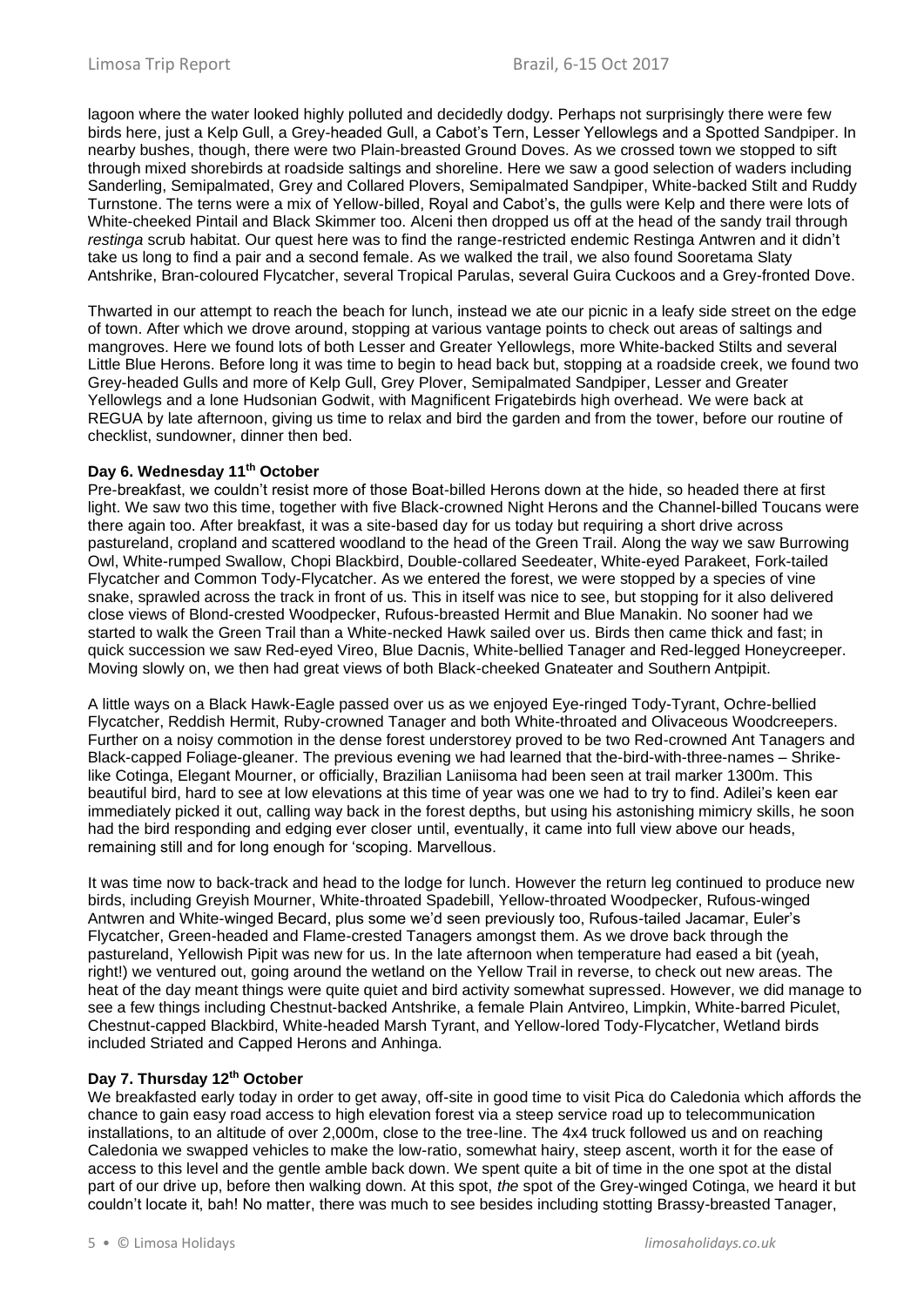lagoon where the water looked highly polluted and decidedly dodgy. Perhaps not surprisingly there were few birds here, just a Kelp Gull, a Grey-headed Gull, a Cabot's Tern, Lesser Yellowlegs and a Spotted Sandpiper. In nearby bushes, though, there were two Plain-breasted Ground Doves. As we crossed town we stopped to sift through mixed shorebirds at roadside saltings and shoreline. Here we saw a good selection of waders including Sanderling, Semipalmated, Grey and Collared Plovers, Semipalmated Sandpiper, White-backed Stilt and Ruddy Turnstone. The terns were a mix of Yellow-billed, Royal and Cabot's, the gulls were Kelp and there were lots of White-cheeked Pintail and Black Skimmer too. Alceni then dropped us off at the head of the sandy trail through *restinga* scrub habitat. Our quest here was to find the range-restricted endemic Restinga Antwren and it didn't take us long to find a pair and a second female. As we walked the trail, we also found Sooretama Slaty Antshrike, Bran-coloured Flycatcher, several Tropical Parulas, several Guira Cuckoos and a Grey-fronted Dove.

Thwarted in our attempt to reach the beach for lunch, instead we ate our picnic in a leafy side street on the edge of town. After which we drove around, stopping at various vantage points to check out areas of saltings and mangroves. Here we found lots of both Lesser and Greater Yellowlegs, more White-backed Stilts and several Little Blue Herons. Before long it was time to begin to head back but, stopping at a roadside creek, we found two Grey-headed Gulls and more of Kelp Gull, Grey Plover, Semipalmated Sandpiper, Lesser and Greater Yellowlegs and a lone Hudsonian Godwit, with Magnificent Frigatebirds high overhead. We were back at REGUA by late afternoon, giving us time to relax and bird the garden and from the tower, before our routine of checklist, sundowner, dinner then bed.

**Day 6. Wednesday 11th October**

Pre-breakfast, we couldn't resist more of those Boat-billed Herons down at the hide, so headed there at first light. We saw two this time, together with five Black-crowned Night Herons and the Channel-billed Toucans were there again too. After breakfast, it was a site-based day for us today but requiring a short drive across pastureland, cropland and scattered woodland to the head of the Green Trail. Along the way we saw Burrowing Owl, White-rumped Swallow, Chopi Blackbird, Double-collared Seedeater, White-eyed Parakeet, Fork-tailed Flycatcher and Common Tody-Flycatcher. As we entered the forest, we were stopped by a species of vine snake, sprawled across the track in front of us. This in itself was nice to see, but stopping for it also delivered close views of Blond-crested Woodpecker, Rufous-breasted Hermit and Blue Manakin. No sooner had we started to walk the Green Trail than a White-necked Hawk sailed over us. Birds then came thick and fast; in quick succession we saw Red-eyed Vireo, Blue Dacnis, White-bellied Tanager and Red-legged Honeycreeper. Moving slowly on, we then had great views of both Black-cheeked Gnateater and Southern Antpipit.

A little ways on a Black Hawk-Eagle passed over us as we enjoyed Eye-ringed Tody-Tyrant, Ochre-bellied Flycatcher, Reddish Hermit, Ruby-crowned Tanager and both White-throated and Olivaceous Woodcreepers. Further on a noisy commotion in the dense forest understorey proved to be two Red-crowned Ant Tanagers and Black-capped Foliage-gleaner. The previous evening we had learned that the-bird-with-three-names – Shrike-like Cotinga, Elegant Mourner, or officially, Brazilian Laniisoma had been seen at trail marker 1300m. This beautiful bird, hard to see at low elevations at this time of year was one we had to try to find. Adilei's keen ear immediately picked it out, calling way back in the forest depths, but using his astonishing mimicry skills, he soon had the bird responding and edging ever closer until, eventually, it came into full view above our heads, remaining still and for long enough for 'scoping. Marvellous.

It was time now to back-track and head to the lodge for lunch. However the return leg continued to produce new birds, including Greyish Mourner, White-throated Spadebill, Yellow-throated Woodpecker, Rufous-winged Antwren and White-winged Becard, plus some we'd seen previously too, Rufous-tailed Jacamar, Euler's Flycatcher, Green-headed and Flame-crested Tanagers amongst them. As we drove back through the pastureland, Yellowish Pipit was new for us. In the late afternoon when temperature had eased a bit (yeah, right!) we ventured out, going around the wetland on the Yellow Trail in reverse, to check out new areas. The heat of the day meant things were quite quiet and bird activity somewhat supressed. However, we did manage to see a few things including Chestnut-backed Antshrike, a female Plain Antvireo, Limpkin, White-barred Piculet, Chestnut-capped Blackbird, White-headed Marsh Tyrant, and Yellow-lored Tody-Flycatcher, Wetland birds included Striated and Capped Herons and Anhinga.

**Day 7. Thursday 12th October**

We breakfasted early today in order to get away, off-site in good time to visit Pica do Caledonia which affords the chance to gain easy road access to high elevation forest via a steep service road up to telecommunication installations, to an altitude of over 2,000m, close to the tree-line. The 4x4 truck followed us and on reaching Caledonia we swapped vehicles to make the low-ratio, somewhat hairy, steep ascent, worth it for the ease of access to this level and the gentle amble back down. We spent quite a bit of time in the one spot at the distal part of our drive up, before then walking down. At this spot, *the* spot of the Grey-winged Cotinga, we heard it but couldn't locate it, bah! No matter, there was much to see besides including stotting Brassy-breasted Tanager,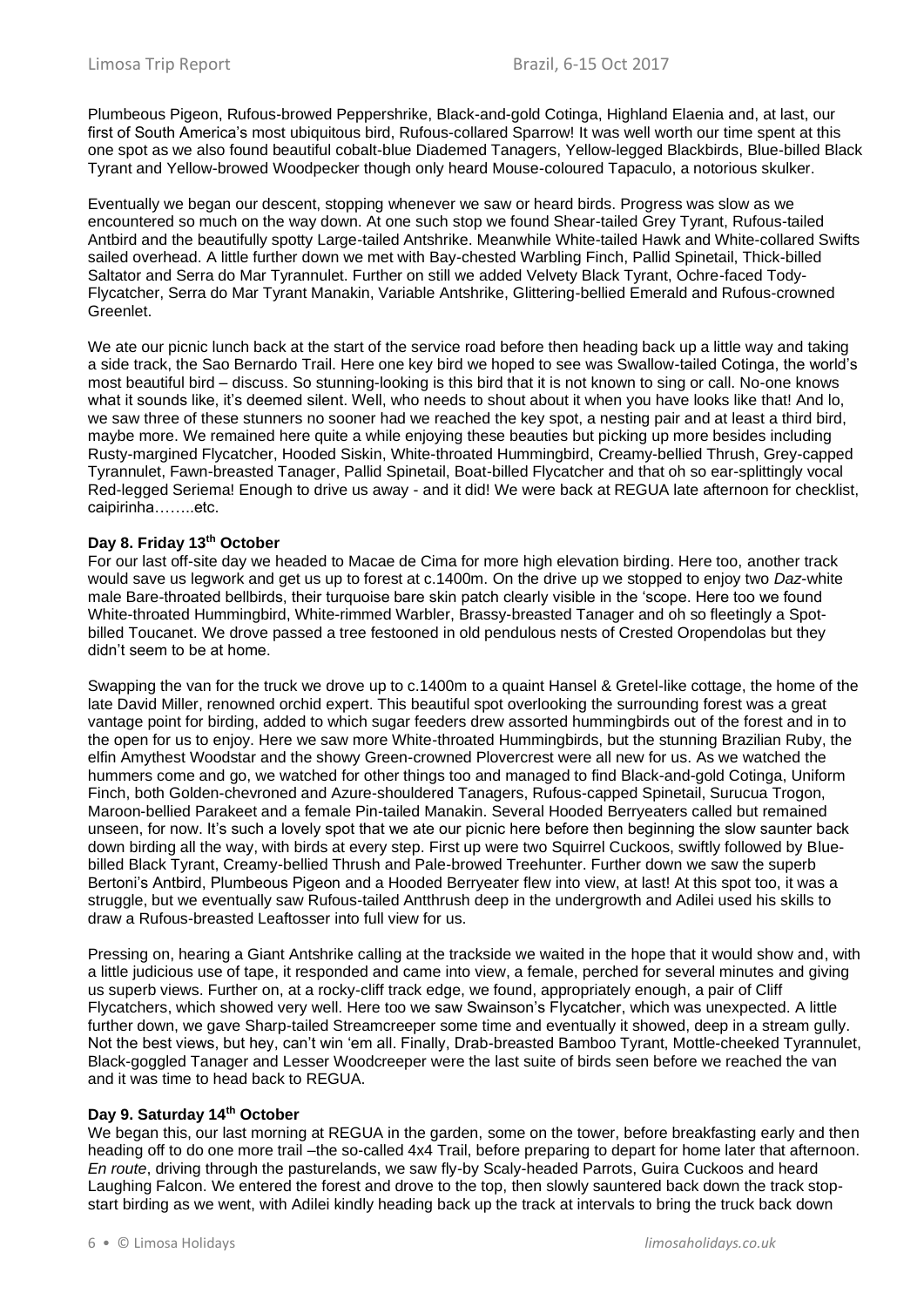Plumbeous Pigeon, Rufous-browed Peppershrike, Black-and-gold Cotinga, Highland Elaenia and, at last, our first of South America's most ubiquitous bird, Rufous-collared Sparrow! It was well worth our time spent at this one spot as we also found beautiful cobalt-blue Diademed Tanagers, Yellow-legged Blackbirds, Blue-billed Black Tyrant and Yellow-browed Woodpecker though only heard Mouse-coloured Tapaculo, a notorious skulker.

Eventually we began our descent, stopping whenever we saw or heard birds. Progress was slow as we encountered so much on the way down. At one such stop we found Shear-tailed Grey Tyrant, Rufous-tailed Antbird and the beautifully spotty Large-tailed Antshrike. Meanwhile White-tailed Hawk and White-collared Swifts sailed overhead. A little further down we met with Bay-chested Warbling Finch, Pallid Spinetail, Thick-billed Saltator and Serra do Mar Tyrannulet. Further on still we added Velvety Black Tyrant, Ochre-faced Tody-Flycatcher, Serra do Mar Tyrant Manakin, Variable Antshrike, Glittering-bellied Emerald and Rufous-crowned Greenlet.

We ate our picnic lunch back at the start of the service road before then heading back up a little way and taking a side track, the Sao Bernardo Trail. Here one key bird we hoped to see was Swallow-tailed Cotinga, the world's most beautiful bird – discuss. So stunning-looking is this bird that it is not known to sing or call. No-one knows what it sounds like, it's deemed silent. Well, who needs to shout about it when you have looks like that! And lo, we saw three of these stunners no sooner had we reached the key spot, a nesting pair and at least a third bird, maybe more. We remained here quite a while enjoying these beauties but picking up more besides including Rusty-margined Flycatcher, Hooded Siskin, White-throated Hummingbird, Creamy-bellied Thrush, Grey-capped Tyrannulet, Fawn-breasted Tanager, Pallid Spinetail, Boat-billed Flycatcher and that oh so ear-splittingly vocal Red-legged Seriema! Enough to drive us away - and it did! We were back at REGUA late afternoon for checklist, caipirinha……..etc.

**Day 8. Friday 13th October**

For our last off-site day we headed to Macae de Cima for more high elevation birding. Here too, another track would save us legwork and get us up to forest at c.1400m. On the drive up we stopped to enjoy two *Daz*-white male Bare-throated bellbirds, their turquoise bare skin patch clearly visible in the 'scope. Here too we found White-throated Hummingbird, White-rimmed Warbler, Brassy-breasted Tanager and oh so fleetingly a Spot-billed Toucanet. We drove passed a tree festooned in old pendulous nests of Crested Oropendolas but they didn't seem to be at home.

Swapping the van for the truck we drove up to c.1400m to a quaint Hansel & Gretel-like cottage, the home of the late David Miller, renowned orchid expert. This beautiful spot overlooking the surrounding forest was a great vantage point for birding, added to which sugar feeders drew assorted hummingbirds out of the forest and in to the open for us to enjoy. Here we saw more White-throated Hummingbirds, but the stunning Brazilian Ruby, the elfin Amythest Woodstar and the showy Green-crowned Plovercrest were all new for us. As we watched the hummers come and go, we watched for other things too and managed to find Black-and-gold Cotinga, Uniform Finch, both Golden-chevroned and Azure-shouldered Tanagers, Rufous-capped Spinetail, Surucua Trogon, Maroon-bellied Parakeet and a female Pin-tailed Manakin. Several Hooded Berryeaters called but remained unseen, for now. It's such a lovely spot that we ate our picnic here before then beginning the slow saunter back down birding all the way, with birds at every step. First up were two Squirrel Cuckoos, swiftly followed by Blue-billed Black Tyrant, Creamy-bellied Thrush and Pale-browed Treehunter. Further down we saw the superb Bertoni's Antbird, Plumbeous Pigeon and a Hooded Berryeater flew into view, at last! At this spot too, it was a struggle, but we eventually saw Rufous-tailed Antthrush deep in the undergrowth and Adilei used his skills to draw a Rufous-breasted Leaftosser into full view for us.

Pressing on, hearing a Giant Antshrike calling at the trackside we waited in the hope that it would show and, with a little judicious use of tape, it responded and came into view, a female, perched for several minutes and giving us superb views. Further on, at a rocky-cliff track edge, we found, appropriately enough, a pair of Cliff Flycatchers, which showed very well. Here too we saw Swainson's Flycatcher, which was unexpected. A little further down, we gave Sharp-tailed Streamcreeper some time and eventually it showed, deep in a stream gully. Not the best views, but hey, can't win 'em all. Finally, Drab-breasted Bamboo Tyrant, Mottle-cheeked Tyrannulet, Black-goggled Tanager and Lesser Woodcreeper were the last suite of birds seen before we reached the van and it was time to head back to REGUA.

**Day 9. Saturday 14th October**

We began this, our last morning at REGUA in the garden, some on the tower, before breakfasting early and then heading off to do one more trail –the so-called 4x4 Trail, before preparing to depart for home later that afternoon. *En route*, driving through the pasturelands, we saw fly-by Scaly-headed Parrots, Guira Cuckoos and heard Laughing Falcon. We entered the forest and drove to the top, then slowly sauntered back down the track stop-start birding as we went, with Adilei kindly heading back up the track at intervals to bring the truck back down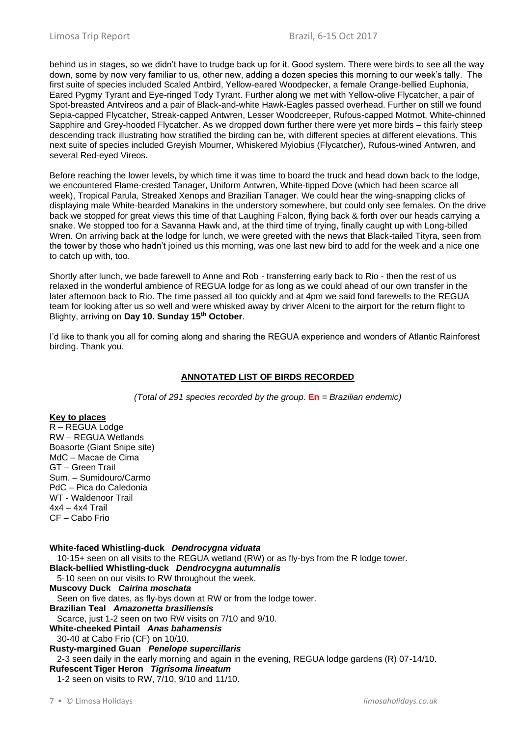behind us in stages, so we didn't have to trudge back up for it. Good system. There were birds to see all the way down, some by now very familiar to us, other new, adding a dozen species this morning to our week's tally. The first suite of species included Scaled Antbird, Yellow-eared Woodpecker, a female Orange-bellied Euphonia, Eared Pygmy Tyrant and Eye-ringed Tody Tyrant. Further along we met with Yellow-olive Flycatcher, a pair of Spot-breasted Antvireos and a pair of Black-and-white Hawk-Eagles passed overhead. Further on still we found Sepia-capped Flycatcher, Streak-capped Antwren, Lesser Woodcreeper, Rufous-capped Motmot, White-chinned Sapphire and Grey-hooded Flycatcher. As we dropped down further there were yet more birds – this fairly steep descending track illustrating how stratified the birding can be, with different species at different elevations. This next suite of species included Greyish Mourner, Whiskered Myiobius (Flycatcher), Rufous-wined Antwren, and several Red-eyed Vireos.

Before reaching the lower levels, by which time it was time to board the truck and head down back to the lodge, we encountered Flame-crested Tanager, Uniform Antwren, White-tipped Dove (which had been scarce all week), Tropical Parula, Streaked Xenops and Brazilian Tanager. We could hear the wing-snapping clicks of displaying male White-bearded Manakins in the understory somewhere, but could only see females. On the drive back we stopped for great views this time of that Laughing Falcon, flying back & forth over our heads carrying a snake. We stopped too for a Savanna Hawk and, at the third time of trying, finally caught up with Long-billed Wren. On arriving back at the lodge for lunch, we were greeted with the news that Black-tailed Tityra, seen from the tower by those who hadn't joined us this morning, was one last new bird to add for the week and a nice one to catch up with, too.

Shortly after lunch, we bade farewell to Anne and Rob - transferring early back to Rio - then the rest of us relaxed in the wonderful ambience of REGUA lodge for as long as we could ahead of our own transfer in the later afternoon back to Rio. The time passed all too quickly and at 4pm we said fond farewells to the REGUA team for looking after us so well and were whisked away by driver Alceni to the airport for the return flight to Blighty, arriving on **Day 10. Sunday 15th October**.

I'd like to thank you all for coming along and sharing the REGUA experience and wonders of Atlantic Rainforest birding. Thank you.

## ANNOTATED LIST OF BIRDS RECORDED

*(Total of 291 species recorded by the group. **En** = Brazilian endemic)*

**Key to places**

R – REGUA Lodge
RW – REGUA Wetlands
Boasorte (Giant Snipe site)
MdC – Macae de Cima
GT – Green Trail
Sum. – Sumidouro/Carmo
PdC – Pica do Caledonia
WT - Waldenoor Trail
4x4 – 4x4 Trail
CF – Cabo Frio

**White-faced Whistling-duck** ***Dendrocygna viduata***
10-15+ seen on all visits to the REGUA wetland (RW) or as fly-bys from the R lodge tower.

**Black-bellied Whistling-duck** ***Dendrocygna autumnalis***
5-10 seen on our visits to RW throughout the week.

**Muscovy Duck** ***Cairina moschata***
Seen on five dates, as fly-bys down at RW or from the lodge tower.

**Brazilian Teal** ***Amazonetta brasiliensis***
Scarce, just 1-2 seen on two RW visits on 7/10 and 9/10.

**White-cheeked Pintail** ***Anas bahamensis***
30-40 at Cabo Frio (CF) on 10/10.

**Rusty-margined Guan** ***Penelope supercillaris***
2-3 seen daily in the early morning and again in the evening, REGUA lodge gardens (R) 07-14/10.

**Rufescent Tiger Heron** ***Tigrisoma lineatum***
1-2 seen on visits to RW, 7/10, 9/10 and 11/10.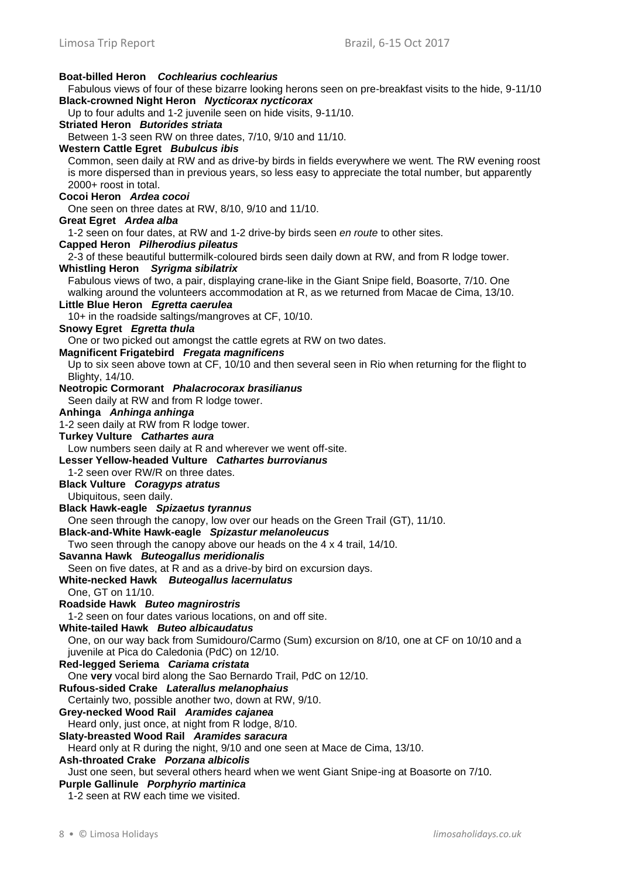**Boat-billed Heron** ***Cochlearius cochlearius***
Fabulous views of four of these bizarre looking herons seen on pre-breakfast visits to the hide, 9-11/10

**Black-crowned Night Heron** ***Nycticorax nycticorax***
Up to four adults and 1-2 juvenile seen on hide visits, 9-11/10.

**Striated Heron** ***Butorides striata***
Between 1-3 seen RW on three dates, 7/10, 9/10 and 11/10.

**Western Cattle Egret** ***Bubulcus ibis***
Common, seen daily at RW and as drive-by birds in fields everywhere we went. The RW evening roost is more dispersed than in previous years, so less easy to appreciate the total number, but apparently 2000+ roost in total.

**Cocoi Heron** ***Ardea cocoi***
One seen on three dates at RW, 8/10, 9/10 and 11/10.

**Great Egret** ***Ardea alba***
1-2 seen on four dates, at RW and 1-2 drive-by birds seen *en route* to other sites.

**Capped Heron** ***Pilherodius pileatus***
2-3 of these beautiful buttermilk-coloured birds seen daily down at RW, and from R lodge tower.

**Whistling Heron** ***Syrigma sibilatrix***
Fabulous views of two, a pair, displaying crane-like in the Giant Snipe field, Boasorte, 7/10. One walking around the volunteers accommodation at R, as we returned from Macae de Cima, 13/10.

**Little Blue Heron** ***Egretta caerulea***
10+ in the roadside saltings/mangroves at CF, 10/10.

**Snowy Egret** ***Egretta thula***
One or two picked out amongst the cattle egrets at RW on two dates.

**Magnificent Frigatebird** ***Fregata magnificens***
Up to six seen above town at CF, 10/10 and then several seen in Rio when returning for the flight to Blighty, 14/10.

**Neotropic Cormorant** ***Phalacrocorax brasilianus***
Seen daily at RW and from R lodge tower.

**Anhinga** ***Anhinga anhinga***
1-2 seen daily at RW from R lodge tower.

**Turkey Vulture** ***Cathartes aura***
Low numbers seen daily at R and wherever we went off-site.

**Lesser Yellow-headed Vulture** ***Cathartes burrovianus***
1-2 seen over RW/R on three dates.

**Black Vulture** ***Coragyps atratus***
Ubiquitous, seen daily.

**Black Hawk-eagle** ***Spizaetus tyrannus***
One seen through the canopy, low over our heads on the Green Trail (GT), 11/10.

**Black-and-White Hawk-eagle** ***Spizastur melanoleucus***
Two seen through the canopy above our heads on the 4 x 4 trail, 14/10.

**Savanna Hawk** ***Buteogallus meridionalis***
Seen on five dates, at R and as a drive-by bird on excursion days.

**White-necked Hawk** ***Buteogallus lacernulatus***
One, GT on 11/10.

**Roadside Hawk** ***Buteo magnirostris***
1-2 seen on four dates various locations, on and off site.

**White-tailed Hawk** ***Buteo albicaudatus***
One, on our way back from Sumidouro/Carmo (Sum) excursion on 8/10, one at CF on 10/10 and a juvenile at Pica do Caledonia (PdC) on 12/10.

**Red-legged Seriema** ***Cariama cristata***
One **very** vocal bird along the Sao Bernardo Trail, PdC on 12/10.

**Rufous-sided Crake** ***Laterallus melanophaius***
Certainly two, possible another two, down at RW, 9/10.

**Grey-necked Wood Rail** ***Aramides cajanea***
Heard only, just once, at night from R lodge, 8/10.

**Slaty-breasted Wood Rail** ***Aramides saracura***
Heard only at R during the night, 9/10 and one seen at Mace de Cima, 13/10.

**Ash-throated Crake** ***Porzana albicolis***
Just one seen, but several others heard when we went Giant Snipe-ing at Boasorte on 7/10.

**Purple Gallinule** ***Porphyrio martinica***
1-2 seen at RW each time we visited.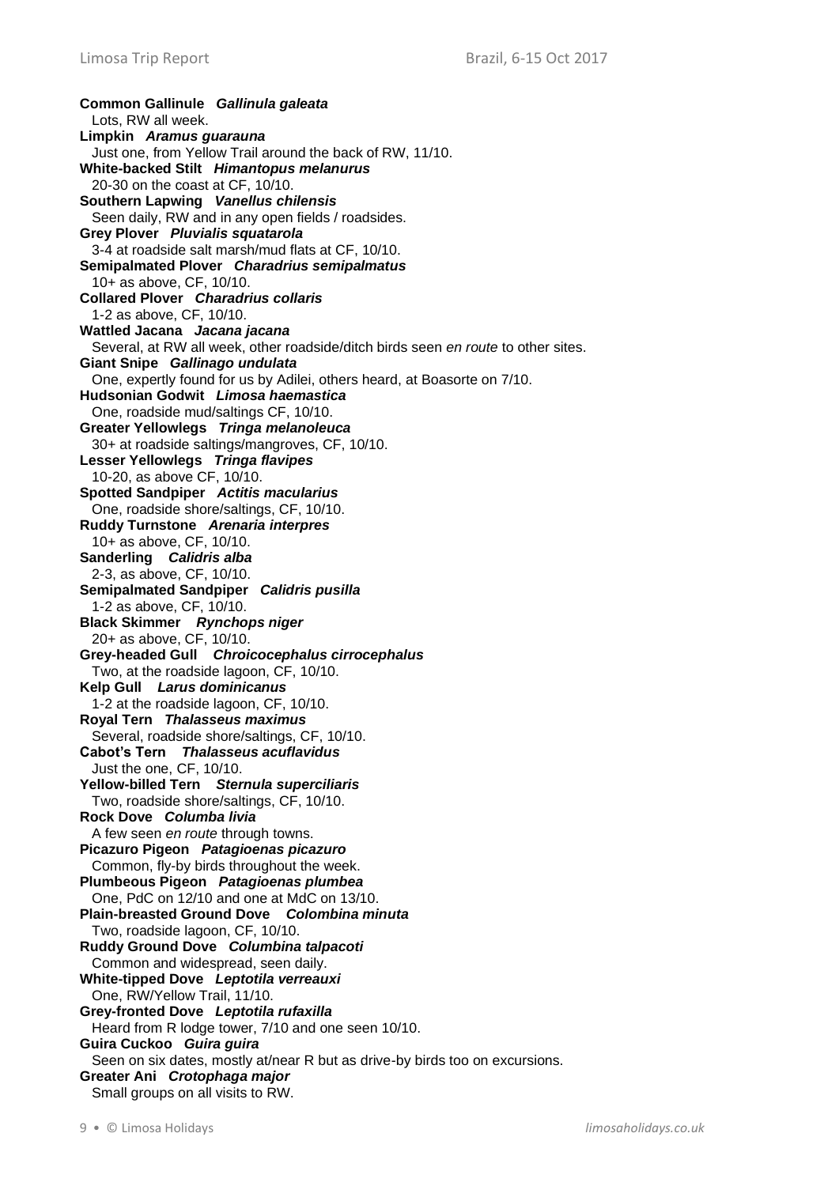**Common Gallinule** ***Gallinula galeata***
Lots, RW all week.

**Limpkin** ***Aramus guarauna***
Just one, from Yellow Trail around the back of RW, 11/10.

**White-backed Stilt** ***Himantopus melanurus***
20-30 on the coast at CF, 10/10.

**Southern Lapwing** ***Vanellus chilensis***
Seen daily, RW and in any open fields / roadsides.

**Grey Plover** ***Pluvialis squatarola***
3-4 at roadside salt marsh/mud flats at CF, 10/10.

**Semipalmated Plover** ***Charadrius semipalmatus***
10+ as above, CF, 10/10.

**Collared Plover** ***Charadrius collaris***
1-2 as above, CF, 10/10.

**Wattled Jacana** ***Jacana jacana***
Several, at RW all week, other roadside/ditch birds seen *en route* to other sites.

**Giant Snipe** ***Gallinago undulata***
One, expertly found for us by Adilei, others heard, at Boasorte on 7/10.

**Hudsonian Godwit** ***Limosa haemastica***
One, roadside mud/saltings CF, 10/10.

**Greater Yellowlegs** ***Tringa melanoleuca***
30+ at roadside saltings/mangroves, CF, 10/10.

**Lesser Yellowlegs** ***Tringa flavipes***
10-20, as above CF, 10/10.

**Spotted Sandpiper** ***Actitis macularius***
One, roadside shore/saltings, CF, 10/10.

**Ruddy Turnstone** ***Arenaria interpres***
10+ as above, CF, 10/10.

**Sanderling** ***Calidris alba***
2-3, as above, CF, 10/10.

**Semipalmated Sandpiper** ***Calidris pusilla***
1-2 as above, CF, 10/10.

**Black Skimmer** ***Rynchops niger***
20+ as above, CF, 10/10.

**Grey-headed Gull** ***Chroicocephalus cirrocephalus***
Two, at the roadside lagoon, CF, 10/10.

**Kelp Gull** ***Larus dominicanus***
1-2 at the roadside lagoon, CF, 10/10.

**Royal Tern** ***Thalasseus maximus***
Several, roadside shore/saltings, CF, 10/10.

**Cabot's Tern** ***Thalasseus acuflavidus***
Just the one, CF, 10/10.

**Yellow-billed Tern** ***Sternula superciliaris***
Two, roadside shore/saltings, CF, 10/10.

**Rock Dove** ***Columba livia***
A few seen *en route* through towns.

**Picazuro Pigeon** ***Patagioenas picazuro***
Common, fly-by birds throughout the week.

**Plumbeous Pigeon** ***Patagioenas plumbea***
One, PdC on 12/10 and one at MdC on 13/10.

**Plain-breasted Ground Dove** ***Colombina minuta***
Two, roadside lagoon, CF, 10/10.

**Ruddy Ground Dove** ***Columbina talpacoti***
Common and widespread, seen daily.

**White-tipped Dove** ***Leptotila verreauxi***
One, RW/Yellow Trail, 11/10.

**Grey-fronted Dove** ***Leptotila rufaxilla***
Heard from R lodge tower, 7/10 and one seen 10/10.

**Guira Cuckoo** ***Guira guira***
Seen on six dates, mostly at/near R but as drive-by birds too on excursions.

**Greater Ani** ***Crotophaga major***
Small groups on all visits to RW.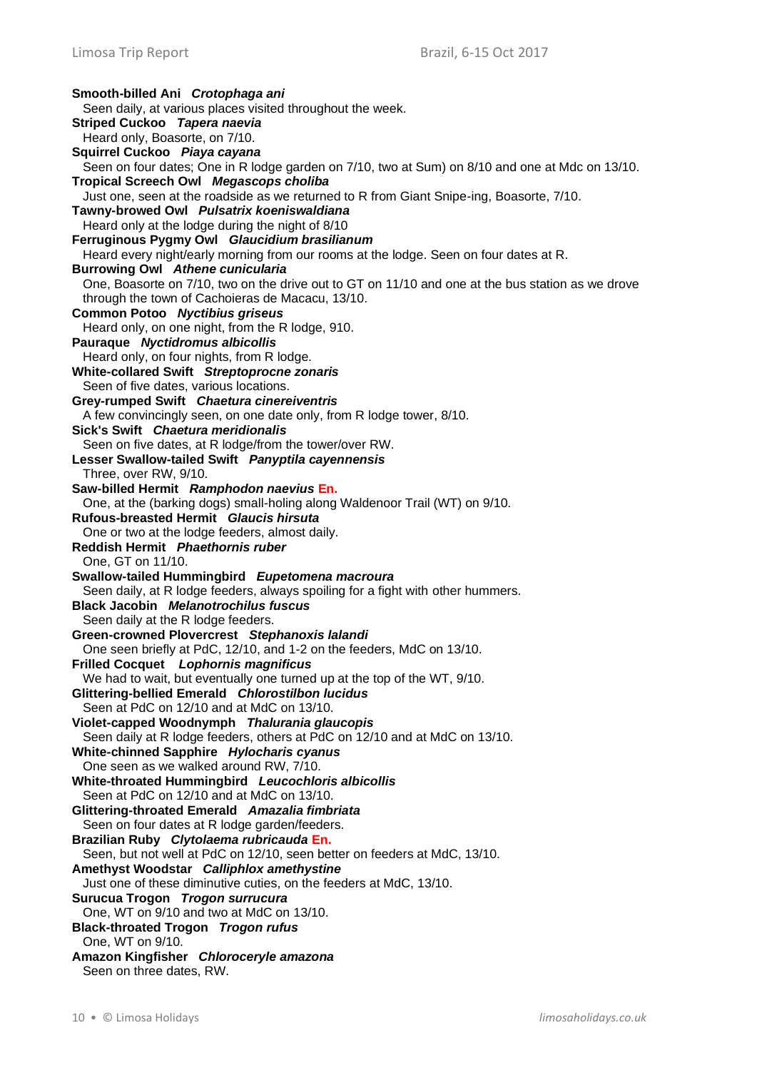**Smooth-billed Ani** ***Crotophaga ani***
Seen daily, at various places visited throughout the week.

**Striped Cuckoo** ***Tapera naevia***
Heard only, Boasorte, on 7/10.

**Squirrel Cuckoo** ***Piaya cayana***
Seen on four dates; One in R lodge garden on 7/10, two at Sum) on 8/10 and one at Mdc on 13/10.

**Tropical Screech Owl** ***Megascops choliba***
Just one, seen at the roadside as we returned to R from Giant Snipe-ing, Boasorte, 7/10.

**Tawny-browed Owl** ***Pulsatrix koeniswaldiana***
Heard only at the lodge during the night of 8/10

**Ferruginous Pygmy Owl** ***Glaucidium brasilianum***
Heard every night/early morning from our rooms at the lodge. Seen on four dates at R.

**Burrowing Owl** ***Athene cunicularia***
One, Boasorte on 7/10, two on the drive out to GT on 11/10 and one at the bus station as we drove through the town of Cachoieras de Macacu, 13/10.

**Common Potoo** ***Nyctibius griseus***
Heard only, on one night, from the R lodge, 910.

**Pauraque** ***Nyctidromus albicollis***
Heard only, on four nights, from R lodge.

**White-collared Swift** ***Streptoprocne zonaris***
Seen of five dates, various locations.

**Grey-rumped Swift** ***Chaetura cinereiventris***
A few convincingly seen, on one date only, from R lodge tower, 8/10.

**Sick's Swift** ***Chaetura meridionalis***
Seen on five dates, at R lodge/from the tower/over RW.

**Lesser Swallow-tailed Swift** ***Panyptila cayennensis***
Three, over RW, 9/10.

**Saw-billed Hermit** ***Ramphodon naevius*** **En.**
One, at the (barking dogs) small-holing along Waldenoor Trail (WT) on 9/10.

**Rufous-breasted Hermit** ***Glaucis hirsuta***
One or two at the lodge feeders, almost daily.

**Reddish Hermit** ***Phaethornis ruber***
One, GT on 11/10.

**Swallow-tailed Hummingbird** ***Eupetomena macroura***
Seen daily, at R lodge feeders, always spoiling for a fight with other hummers.

**Black Jacobin** ***Melanotrochilus fuscus***
Seen daily at the R lodge feeders.

**Green-crowned Plovercrest** ***Stephanoxis lalandi***
One seen briefly at PdC, 12/10, and 1-2 on the feeders, MdC on 13/10.

**Frilled Cocquet** ***Lophornis magnificus***
We had to wait, but eventually one turned up at the top of the WT, 9/10.

**Glittering-bellied Emerald** ***Chlorostilbon lucidus***
Seen at PdC on 12/10 and at MdC on 13/10.

**Violet-capped Woodnymph** ***Thalurania glaucopis***
Seen daily at R lodge feeders, others at PdC on 12/10 and at MdC on 13/10.

**White-chinned Sapphire** ***Hylocharis cyanus***
One seen as we walked around RW, 7/10.

**White-throated Hummingbird** ***Leucochloris albicollis***
Seen at PdC on 12/10 and at MdC on 13/10.

**Glittering-throated Emerald** ***Amazalia fimbriata***
Seen on four dates at R lodge garden/feeders.

**Brazilian Ruby** ***Clytolaema rubricauda*** **En.**
Seen, but not well at PdC on 12/10, seen better on feeders at MdC, 13/10.

**Amethyst Woodstar** ***Calliphlox amethystine***
Just one of these diminutive cuties, on the feeders at MdC, 13/10.

**Surucua Trogon** ***Trogon surrucura***
One, WT on 9/10 and two at MdC on 13/10.

**Black-throated Trogon** ***Trogon rufus***
One, WT on 9/10.

**Amazon Kingfisher** ***Chloroceryle amazona***
Seen on three dates, RW.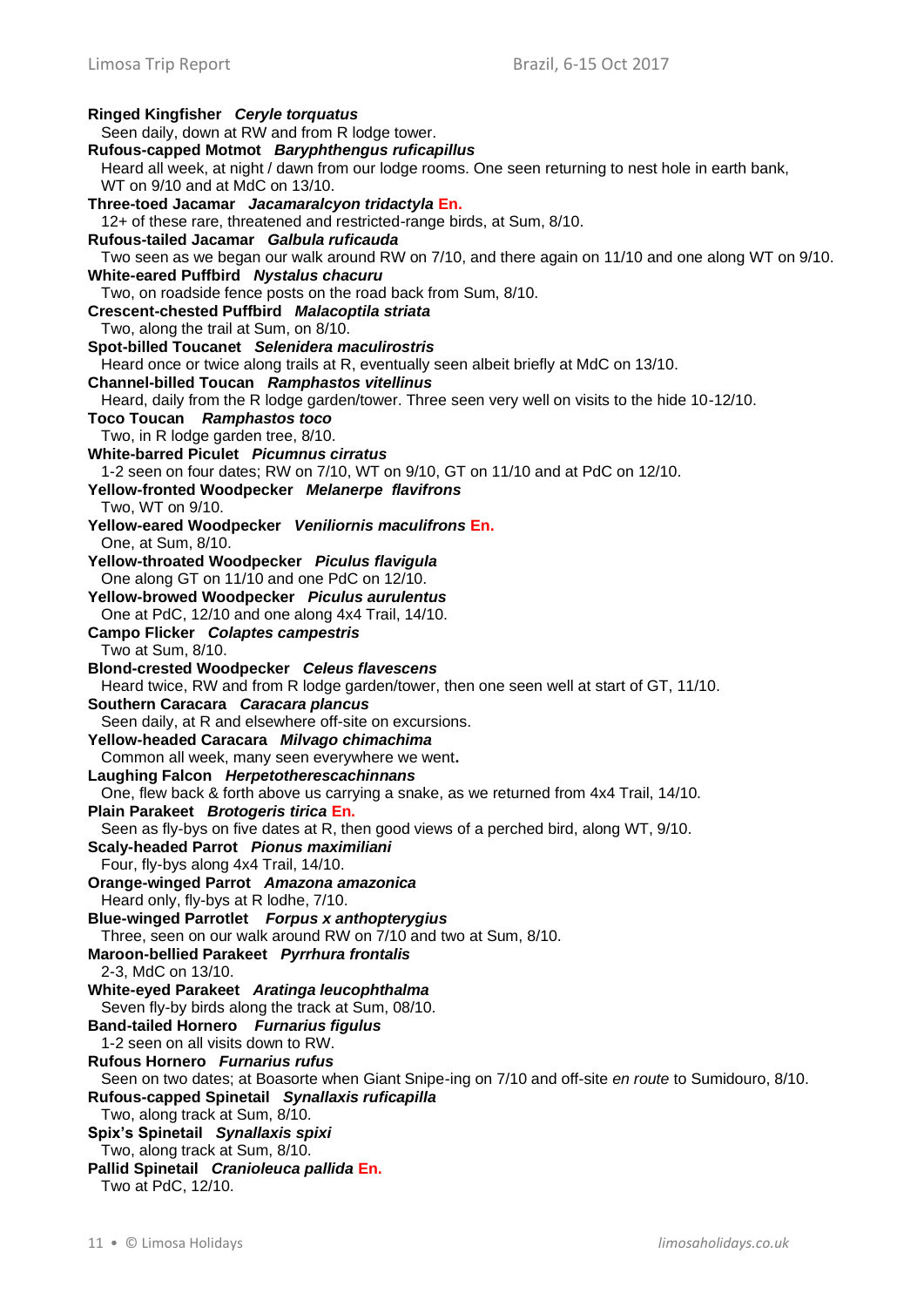**Ringed Kingfisher** ***Ceryle torquatus***
Seen daily, down at RW and from R lodge tower.

**Rufous-capped Motmot** ***Baryphthengus ruficapillus***
Heard all week, at night / dawn from our lodge rooms. One seen returning to nest hole in earth bank, WT on 9/10 and at MdC on 13/10.

**Three-toed Jacamar** ***Jacamaralcyon tridactyla*** **En.**
12+ of these rare, threatened and restricted-range birds, at Sum, 8/10.

**Rufous-tailed Jacamar** ***Galbula ruficauda***
Two seen as we began our walk around RW on 7/10, and there again on 11/10 and one along WT on 9/10.

**White-eared Puffbird** ***Nystalus chacuru***
Two, on roadside fence posts on the road back from Sum, 8/10.

**Crescent-chested Puffbird** ***Malacoptila striata***
Two, along the trail at Sum, on 8/10.

**Spot-billed Toucanet** ***Selenidera maculirostris***
Heard once or twice along trails at R, eventually seen albeit briefly at MdC on 13/10.

**Channel-billed Toucan** ***Ramphastos vitellinus***
Heard, daily from the R lodge garden/tower. Three seen very well on visits to the hide 10-12/10.

**Toco Toucan** ***Ramphastos toco***
Two, in R lodge garden tree, 8/10.

**White-barred Piculet** ***Picumnus cirratus***
1-2 seen on four dates; RW on 7/10, WT on 9/10, GT on 11/10 and at PdC on 12/10.

**Yellow-fronted Woodpecker** ***Melanerpe flavifrons***
Two, WT on 9/10.

**Yellow-eared Woodpecker** ***Veniliornis maculifrons*** **En.**
One, at Sum, 8/10.

**Yellow-throated Woodpecker** ***Piculus flavigula***
One along GT on 11/10 and one PdC on 12/10.

**Yellow-browed Woodpecker** ***Piculus aurulentus***
One at PdC, 12/10 and one along 4x4 Trail, 14/10.

**Campo Flicker** ***Colaptes campestris***
Two at Sum, 8/10.

**Blond-crested Woodpecker** ***Celeus flavescens***
Heard twice, RW and from R lodge garden/tower, then one seen well at start of GT, 11/10.

**Southern Caracara** ***Caracara plancus***
Seen daily, at R and elsewhere off-site on excursions.

**Yellow-headed Caracara** ***Milvago chimachima***
Common all week, many seen everywhere we went.

**Laughing Falcon** ***Herpetotherescachinnans***
One, flew back & forth above us carrying a snake, as we returned from 4x4 Trail, 14/10.

**Plain Parakeet** ***Brotogeris tirica*** **En.**
Seen as fly-bys on five dates at R, then good views of a perched bird, along WT, 9/10.

**Scaly-headed Parrot** ***Pionus maximiliani***
Four, fly-bys along 4x4 Trail, 14/10.

**Orange-winged Parrot** ***Amazona amazonica***
Heard only, fly-bys at R lodhe, 7/10.

**Blue-winged Parrotlet** ***Forpus x anthopterygius***
Three, seen on our walk around RW on 7/10 and two at Sum, 8/10.

**Maroon-bellied Parakeet** ***Pyrrhura frontalis***
2-3, MdC on 13/10.

**White-eyed Parakeet** ***Aratinga leucophthalma***
Seven fly-by birds along the track at Sum, 08/10.

**Band-tailed Hornero** ***Furnarius figulus***
1-2 seen on all visits down to RW.

**Rufous Hornero** ***Furnarius rufus***
Seen on two dates; at Boasorte when Giant Snipe-ing on 7/10 and off-site *en route* to Sumidouro, 8/10.

**Rufous-capped Spinetail** ***Synallaxis ruficapilla***
Two, along track at Sum, 8/10.

**Spix's Spinetail** ***Synallaxis spixi***
Two, along track at Sum, 8/10.

**Pallid Spinetail** ***Cranioleuca pallida*** **En.**
Two at PdC, 12/10.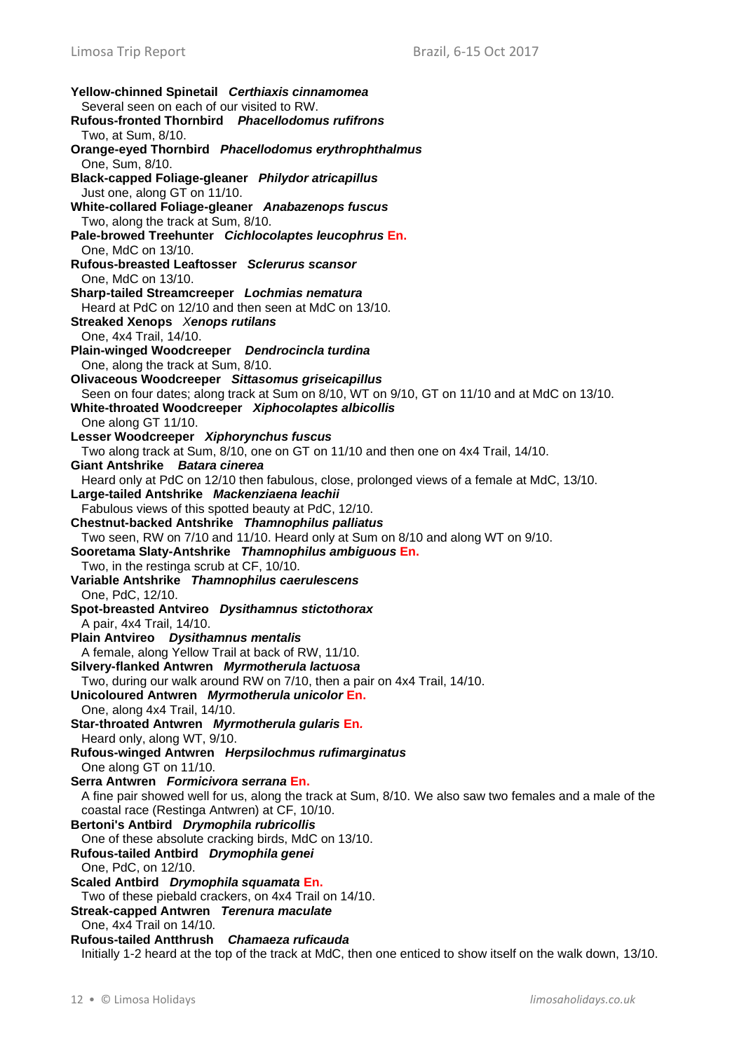**Yellow-chinned Spinetail** ***Certhiaxis cinnamomea***
Several seen on each of our visited to RW.

**Rufous-fronted Thornbird** ***Phacellodomus rufifrons***
Two, at Sum, 8/10.

**Orange-eyed Thornbird** ***Phacellodomus erythrophthalmus***
One, Sum, 8/10.

**Black-capped Foliage-gleaner** ***Philydor atricapillus***
Just one, along GT on 11/10.

**White-collared Foliage-gleaner** ***Anabazenops fuscus***
Two, along the track at Sum, 8/10.

**Pale-browed Treehunter** ***Cichlocolaptes leucophrus*** **En.**
One, MdC on 13/10.

**Rufous-breasted Leaftosser** ***Sclerurus scansor***
One, MdC on 13/10.

**Sharp-tailed Streamcreeper** ***Lochmias nematura***
Heard at PdC on 12/10 and then seen at MdC on 13/10.

**Streaked Xenops** ***Xenops rutilans***
One, 4x4 Trail, 14/10.

**Plain-winged Woodcreeper** ***Dendrocincla turdina***
One, along the track at Sum, 8/10.

**Olivaceous Woodcreeper** ***Sittasomus griseicapillus***
Seen on four dates; along track at Sum on 8/10, WT on 9/10, GT on 11/10 and at MdC on 13/10.

**White-throated Woodcreeper** ***Xiphocolaptes albicollis***
One along GT 11/10.

**Lesser Woodcreeper** ***Xiphorynchus fuscus***
Two along track at Sum, 8/10, one on GT on 11/10 and then one on 4x4 Trail, 14/10.

**Giant Antshrike** ***Batara cinerea***
Heard only at PdC on 12/10 then fabulous, close, prolonged views of a female at MdC, 13/10.

**Large-tailed Antshrike** ***Mackenziaena leachii***
Fabulous views of this spotted beauty at PdC, 12/10.

**Chestnut-backed Antshrike** ***Thamnophilus palliatus***
Two seen, RW on 7/10 and 11/10. Heard only at Sum on 8/10 and along WT on 9/10.

**Sooretama Slaty-Antshrike** ***Thamnophilus ambiguous*** **En.**
Two, in the restinga scrub at CF, 10/10.

**Variable Antshrike** ***Thamnophilus caerulescens***
One, PdC, 12/10.

**Spot-breasted Antvireo** ***Dysithamnus stictothorax***
A pair, 4x4 Trail, 14/10.

**Plain Antvireo** ***Dysithamnus mentalis***
A female, along Yellow Trail at back of RW, 11/10.

**Silvery-flanked Antwren** ***Myrmotherula lactuosa***
Two, during our walk around RW on 7/10, then a pair on 4x4 Trail, 14/10.

**Unicoloured Antwren** ***Myrmotherula unicolor*** **En.**
One, along 4x4 Trail, 14/10.

**Star-throated Antwren** ***Myrmotherula gularis*** **En.**
Heard only, along WT, 9/10.

**Rufous-winged Antwren** ***Herpsilochmus rufimarginatus***
One along GT on 11/10.

**Serra Antwren** ***Formicivora serrana*** **En.**
A fine pair showed well for us, along the track at Sum, 8/10. We also saw two females and a male of the coastal race (Restinga Antwren) at CF, 10/10.

**Bertoni's Antbird** ***Drymophila rubricollis***
One of these absolute cracking birds, MdC on 13/10.

**Rufous-tailed Antbird** ***Drymophila genei***
One, PdC, on 12/10.

**Scaled Antbird** ***Drymophila squamata*** **En.**
Two of these piebald crackers, on 4x4 Trail on 14/10.

**Streak-capped Antwren** ***Terenura maculate***
One, 4x4 Trail on 14/10.

**Rufous-tailed Antthrush** ***Chamaeza ruficauda***
Initially 1-2 heard at the top of the track at MdC, then one enticed to show itself on the walk down, 13/10.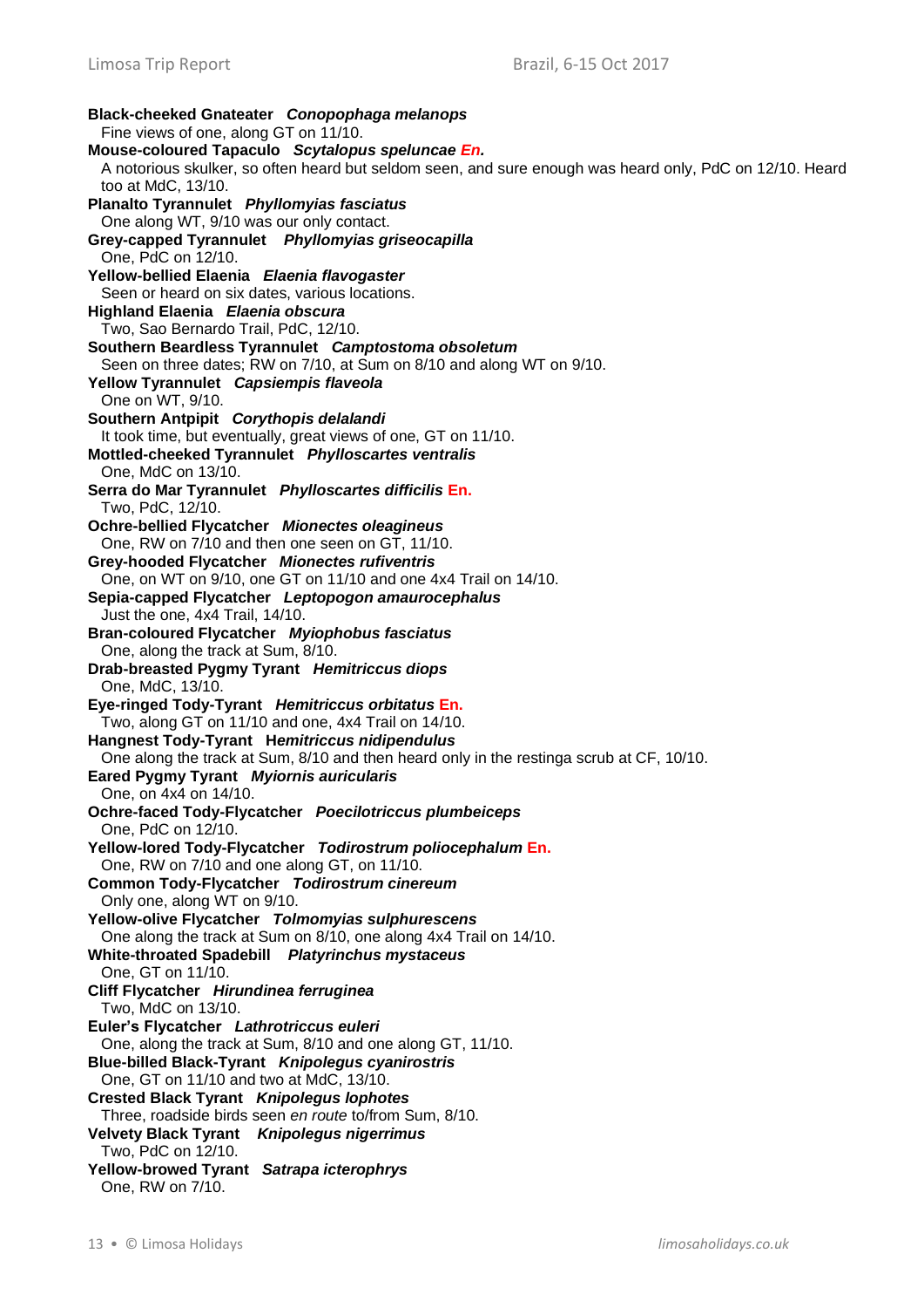**Black-cheeked Gnateater** ***Conopophaga melanops***
Fine views of one, along GT on 11/10.

**Mouse-coloured Tapaculo** ***Scytalopus speluncae En.***
A notorious skulker, so often heard but seldom seen, and sure enough was heard only, PdC on 12/10. Heard too at MdC, 13/10.

**Planalto Tyrannulet** ***Phyllomyias fasciatus***
One along WT, 9/10 was our only contact.

**Grey-capped Tyrannulet** ***Phyllomyias griseocapilla***
One, PdC on 12/10.

**Yellow-bellied Elaenia** ***Elaenia flavogaster***
Seen or heard on six dates, various locations.

**Highland Elaenia** ***Elaenia obscura***
Two, Sao Bernardo Trail, PdC, 12/10.

**Southern Beardless Tyrannulet** ***Camptostoma obsoletum***
Seen on three dates; RW on 7/10, at Sum on 8/10 and along WT on 9/10.

**Yellow Tyrannulet** ***Capsiempis flaveola***
One on WT, 9/10.

**Southern Antpipit** ***Corythopis delalandi***
It took time, but eventually, great views of one, GT on 11/10.

**Mottled-cheeked Tyrannulet** ***Phylloscartes ventralis***
One, MdC on 13/10.

**Serra do Mar Tyrannulet** ***Phylloscartes difficilis*** **En.**
Two, PdC, 12/10.

**Ochre-bellied Flycatcher** ***Mionectes oleagineus***
One, RW on 7/10 and then one seen on GT, 11/10.

**Grey-hooded Flycatcher** ***Mionectes rufiventris***
One, on WT on 9/10, one GT on 11/10 and one 4x4 Trail on 14/10.

**Sepia-capped Flycatcher** ***Leptopogon amaurocephalus***
Just the one, 4x4 Trail, 14/10.

**Bran-coloured Flycatcher** ***Myiophobus fasciatus***
One, along the track at Sum, 8/10.

**Drab-breasted Pygmy Tyrant** ***Hemitriccus diops***
One, MdC, 13/10.

**Eye-ringed Tody-Tyrant** ***Hemitriccus orbitatus*** **En.**
Two, along GT on 11/10 and one, 4x4 Trail on 14/10.

**Hangnest Tody-Tyrant** **H*emitriccus nidipendulus***
One along the track at Sum, 8/10 and then heard only in the restinga scrub at CF, 10/10.

**Eared Pygmy Tyrant** ***Myiornis auricularis***
One, on 4x4 on 14/10.

**Ochre-faced Tody-Flycatcher** ***Poecilotriccus plumbeiceps***
One, PdC on 12/10.

**Yellow-lored Tody-Flycatcher** ***Todirostrum poliocephalum*** **En.**
One, RW on 7/10 and one along GT, on 11/10.

**Common Tody-Flycatcher** ***Todirostrum cinereum***
Only one, along WT on 9/10.

**Yellow-olive Flycatcher** ***Tolmomyias sulphurescens***
One along the track at Sum on 8/10, one along 4x4 Trail on 14/10.

**White-throated Spadebill** ***Platyrinchus mystaceus***
One, GT on 11/10.

**Cliff Flycatcher** ***Hirundinea ferruginea***
Two, MdC on 13/10.

**Euler's Flycatcher** ***Lathrotriccus euleri***
One, along the track at Sum, 8/10 and one along GT, 11/10.

**Blue-billed Black-Tyrant** ***Knipolegus cyanirostris***
One, GT on 11/10 and two at MdC, 13/10.

**Crested Black Tyrant** ***Knipolegus lophotes***
Three, roadside birds seen *en route* to/from Sum, 8/10.

**Velvety Black Tyrant** ***Knipolegus nigerrimus***
Two, PdC on 12/10.

**Yellow-browed Tyrant** ***Satrapa icterophrys***
One, RW on 7/10.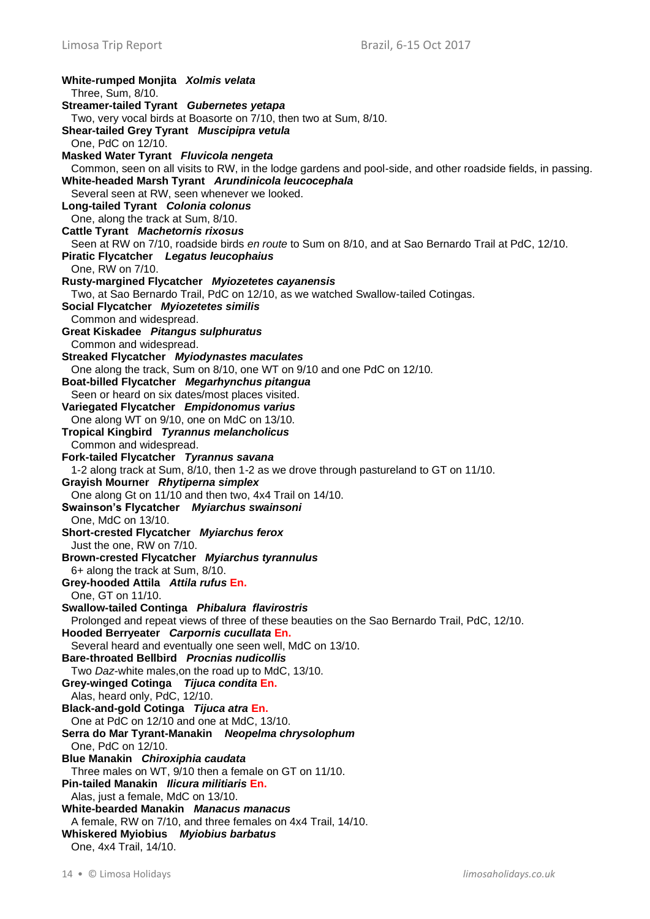**White-rumped Monjita** ***Xolmis velata***
Three, Sum, 8/10.

**Streamer-tailed Tyrant** ***Gubernetes yetapa***
Two, very vocal birds at Boasorte on 7/10, then two at Sum, 8/10.

**Shear-tailed Grey Tyrant** ***Muscipipra vetula***
One, PdC on 12/10.

**Masked Water Tyrant** ***Fluvicola nengeta***
Common, seen on all visits to RW, in the lodge gardens and pool-side, and other roadside fields, in passing.

**White-headed Marsh Tyrant** ***Arundinicola leucocephala***
Several seen at RW, seen whenever we looked.

**Long-tailed Tyrant** ***Colonia colonus***
One, along the track at Sum, 8/10.

**Cattle Tyrant** ***Machetornis rixosus***
Seen at RW on 7/10, roadside birds *en route* to Sum on 8/10, and at Sao Bernardo Trail at PdC, 12/10.

**Piratic Flycatcher** ***Legatus leucophaius***
One, RW on 7/10.

**Rusty-margined Flycatcher** ***Myiozetetes cayanensis***
Two, at Sao Bernardo Trail, PdC on 12/10, as we watched Swallow-tailed Cotingas.

**Social Flycatcher** ***Myiozetetes similis***
Common and widespread.

**Great Kiskadee** ***Pitangus sulphuratus***
Common and widespread.

**Streaked Flycatcher** ***Myiodynastes maculates***
One along the track, Sum on 8/10, one WT on 9/10 and one PdC on 12/10.

**Boat-billed Flycatcher** ***Megarhynchus pitangua***
Seen or heard on six dates/most places visited.

**Variegated Flycatcher** ***Empidonomus varius***
One along WT on 9/10, one on MdC on 13/10.

**Tropical Kingbird** ***Tyrannus melancholicus***
Common and widespread.

**Fork-tailed Flycatcher** ***Tyrannus savana***
1-2 along track at Sum, 8/10, then 1-2 as we drove through pastureland to GT on 11/10.

**Grayish Mourner** ***Rhytiperna simplex***
One along Gt on 11/10 and then two, 4x4 Trail on 14/10.

**Swainson's Flycatcher** ***Myiarchus swainsoni***
One, MdC on 13/10.

**Short-crested Flycatcher** ***Myiarchus ferox***
Just the one, RW on 7/10.

**Brown-crested Flycatcher** ***Myiarchus tyrannulus***
6+ along the track at Sum, 8/10.

**Grey-hooded Attila** ***Attila rufus*** **En.**
One, GT on 11/10.

**Swallow-tailed Continga** ***Phibalura flavirostris***
Prolonged and repeat views of three of these beauties on the Sao Bernardo Trail, PdC, 12/10.

**Hooded Berryeater** ***Carpornis cucullata*** **En.**
Several heard and eventually one seen well, MdC on 13/10.

**Bare-throated Bellbird** ***Procnias nudicollis***
Two *Daz*-white males,on the road up to MdC, 13/10.

**Grey-winged Cotinga** ***Tijuca condita*** **En.**
Alas, heard only, PdC, 12/10.

**Black-and-gold Cotinga** ***Tijuca atra*** **En.**
One at PdC on 12/10 and one at MdC, 13/10.

**Serra do Mar Tyrant-Manakin** ***Neopelma chrysolophum***
One, PdC on 12/10.

**Blue Manakin** ***Chiroxiphia caudata***
Three males on WT, 9/10 then a female on GT on 11/10.

**Pin-tailed Manakin** ***Ilicura militiaris*** **En.**
Alas, just a female, MdC on 13/10.

**White-bearded Manakin** ***Manacus manacus***
A female, RW on 7/10, and three females on 4x4 Trail, 14/10.

**Whiskered Myiobius** ***Myiobius barbatus***
One, 4x4 Trail, 14/10.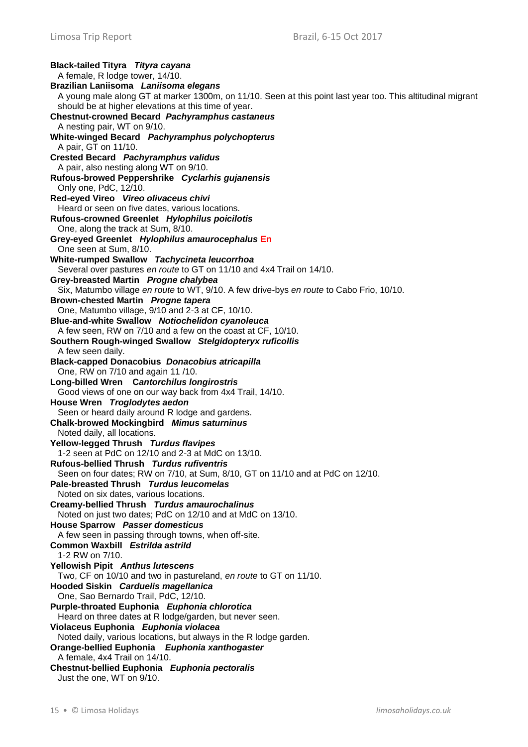**Black-tailed Tityra** ***Tityra cayana***
A female, R lodge tower, 14/10.

**Brazilian Laniisoma** ***Laniisoma elegans***
A young male along GT at marker 1300m, on 11/10. Seen at this point last year too. This altitudinal migrant should be at higher elevations at this time of year.

**Chestnut-crowned Becard** ***Pachyramphus castaneus***
A nesting pair, WT on 9/10.

**White-winged Becard** ***Pachyramphus polychopterus***
A pair, GT on 11/10.

**Crested Becard** ***Pachyramphus validus***
A pair, also nesting along WT on 9/10.

**Rufous-browed Peppershrike** ***Cyclarhis gujanensis***
Only one, PdC, 12/10.

**Red-eyed Vireo** ***Vireo olivaceus chivi***
Heard or seen on five dates, various locations.

**Rufous-crowned Greenlet** ***Hylophilus poicilotis***
One, along the track at Sum, 8/10.

**Grey-eyed Greenlet** ***Hylophilus amaurocephalus*** **En**
One seen at Sum, 8/10.

**White-rumped Swallow** ***Tachycineta leucorrhoa***
Several over pastures *en route* to GT on 11/10 and 4x4 Trail on 14/10.

**Grey-breasted Martin** ***Progne chalybea***
Six, Matumbo village *en route* to WT, 9/10. A few drive-bys *en route* to Cabo Frio, 10/10.

**Brown-chested Martin** ***Progne tapera***
One, Matumbo village, 9/10 and 2-3 at CF, 10/10.

**Blue-and-white Swallow** ***Notiochelidon cyanoleuca***
A few seen, RW on 7/10 and a few on the coast at CF, 10/10.

**Southern Rough-winged Swallow** ***Stelgidopteryx ruficollis***
A few seen daily.

**Black-capped Donacobius** ***Donacobius atricapilla***
One, RW on 7/10 and again 11 /10.

**Long-billed Wren** ***Cantorchilus longirostris***
Good views of one on our way back from 4x4 Trail, 14/10.

**House Wren** ***Troglodytes aedon***
Seen or heard daily around R lodge and gardens.

**Chalk-browed Mockingbird** ***Mimus saturninus***
Noted daily, all locations.

**Yellow-legged Thrush** ***Turdus flavipes***
1-2 seen at PdC on 12/10 and 2-3 at MdC on 13/10.

**Rufous-bellied Thrush** ***Turdus rufiventris***
Seen on four dates; RW on 7/10, at Sum, 8/10, GT on 11/10 and at PdC on 12/10.

**Pale-breasted Thrush** ***Turdus leucomelas***
Noted on six dates, various locations.

**Creamy-bellied Thrush** ***Turdus amaurochalinus***
Noted on just two dates; PdC on 12/10 and at MdC on 13/10.

**House Sparrow** ***Passer domesticus***
A few seen in passing through towns, when off-site.

**Common Waxbill** ***Estrilda astrild***
1-2 RW on 7/10.

**Yellowish Pipit** ***Anthus lutescens***
Two, CF on 10/10 and two in pastureland, *en route* to GT on 11/10.

**Hooded Siskin** ***Carduelis magellanica***
One, Sao Bernardo Trail, PdC, 12/10.

**Purple-throated Euphonia** ***Euphonia chlorotica***
Heard on three dates at R lodge/garden, but never seen.

**Violaceus Euphonia** ***Euphonia violacea***
Noted daily, various locations, but always in the R lodge garden.

**Orange-bellied Euphonia** ***Euphonia xanthogaster***
A female, 4x4 Trail on 14/10.

**Chestnut-bellied Euphonia** ***Euphonia pectoralis***
Just the one, WT on 9/10.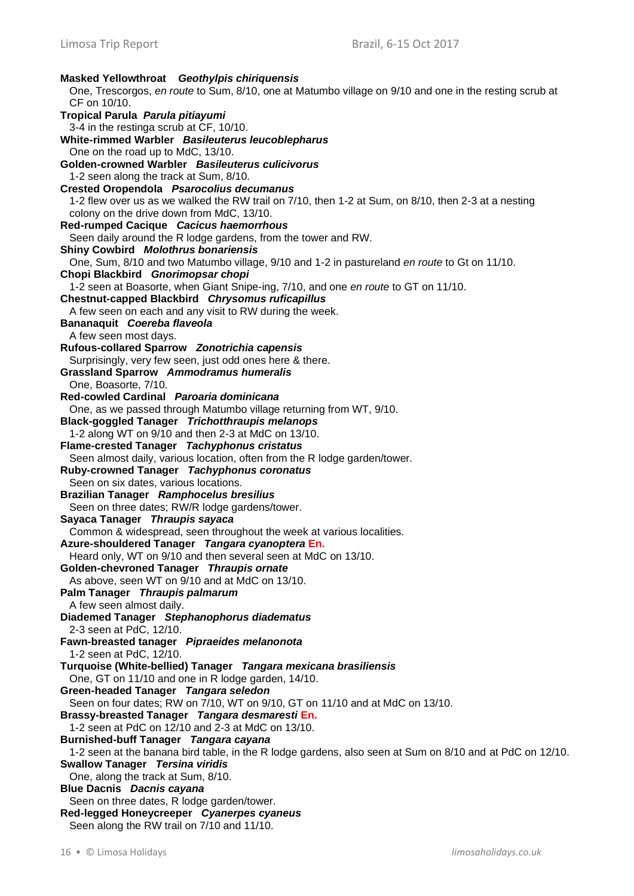**Masked Yellowthroat** ***Geothylpis chiriquensis***
One, Trescorgos, *en route* to Sum, 8/10, one at Matumbo village on 9/10 and one in the resting scrub at CF on 10/10.

**Tropical Parula** ***Parula pitiayumi***
3-4 in the restinga scrub at CF, 10/10.

**White-rimmed Warbler** ***Basileuterus leucoblepharus***
One on the road up to MdC, 13/10.

**Golden-crowned Warbler** ***Basileuterus culicivorus***
1-2 seen along the track at Sum, 8/10.

**Crested Oropendola** ***Psarocolius decumanus***
1-2 flew over us as we walked the RW trail on 7/10, then 1-2 at Sum, on 8/10, then 2-3 at a nesting colony on the drive down from MdC, 13/10.

**Red-rumped Cacique** ***Cacicus haemorrhous***
Seen daily around the R lodge gardens, from the tower and RW.

**Shiny Cowbird** ***Molothrus bonariensis***
One, Sum, 8/10 and two Matumbo village, 9/10 and 1-2 in pastureland *en route* to Gt on 11/10.

**Chopi Blackbird** ***Gnorimopsar chopi***
1-2 seen at Boasorte, when Giant Snipe-ing, 7/10, and one *en route* to GT on 11/10.

**Chestnut-capped Blackbird** ***Chrysomus ruficapillus***
A few seen on each and any visit to RW during the week.

**Bananaquit** ***Coereba flaveola***
A few seen most days.

**Rufous-collared Sparrow** ***Zonotrichia capensis***
Surprisingly, very few seen, just odd ones here & there.

**Grassland Sparrow** ***Ammodramus humeralis***
One, Boasorte, 7/10.

**Red-cowled Cardinal** ***Paroaria dominicana***
One, as we passed through Matumbo village returning from WT, 9/10.

**Black-goggled Tanager** ***Trichotthraupis melanops***
1-2 along WT on 9/10 and then 2-3 at MdC on 13/10.

**Flame-crested Tanager** ***Tachyphonus cristatus***
Seen almost daily, various location, often from the R lodge garden/tower.

**Ruby-crowned Tanager** ***Tachyphonus coronatus***
Seen on six dates, various locations.

**Brazilian Tanager** ***Ramphocelus bresilius***
Seen on three dates; RW/R lodge gardens/tower.

**Sayaca Tanager** ***Thraupis sayaca***
Common & widespread, seen throughout the week at various localities.

**Azure-shouldered Tanager** ***Tangara cyanoptera*** **En.**
Heard only, WT on 9/10 and then several seen at MdC on 13/10.

**Golden-chevroned Tanager** ***Thraupis ornate***
As above, seen WT on 9/10 and at MdC on 13/10.

**Palm Tanager** ***Thraupis palmarum***
A few seen almost daily.

**Diademed Tanager** ***Stephanophorus diadematus***
2-3 seen at PdC, 12/10.

**Fawn-breasted tanager** ***Pipraeides melanonota***
1-2 seen at PdC, 12/10.

**Turquoise (White-bellied) Tanager** ***Tangara mexicana brasiliensis***
One, GT on 11/10 and one in R lodge garden, 14/10.

**Green-headed Tanager** ***Tangara seledon***
Seen on four dates; RW on 7/10, WT on 9/10, GT on 11/10 and at MdC on 13/10.

**Brassy-breasted Tanager** ***Tangara desmaresti*** **En.**
1-2 seen at PdC on 12/10 and 2-3 at MdC on 13/10.

**Burnished-buff Tanager** ***Tangara cayana***
1-2 seen at the banana bird table, in the R lodge gardens, also seen at Sum on 8/10 and at PdC on 12/10.

**Swallow Tanager** ***Tersina viridis***
One, along the track at Sum, 8/10.

**Blue Dacnis** ***Dacnis cayana***
Seen on three dates, R lodge garden/tower.

**Red-legged Honeycreeper** ***Cyanerpes cyaneus***
Seen along the RW trail on 7/10 and 11/10.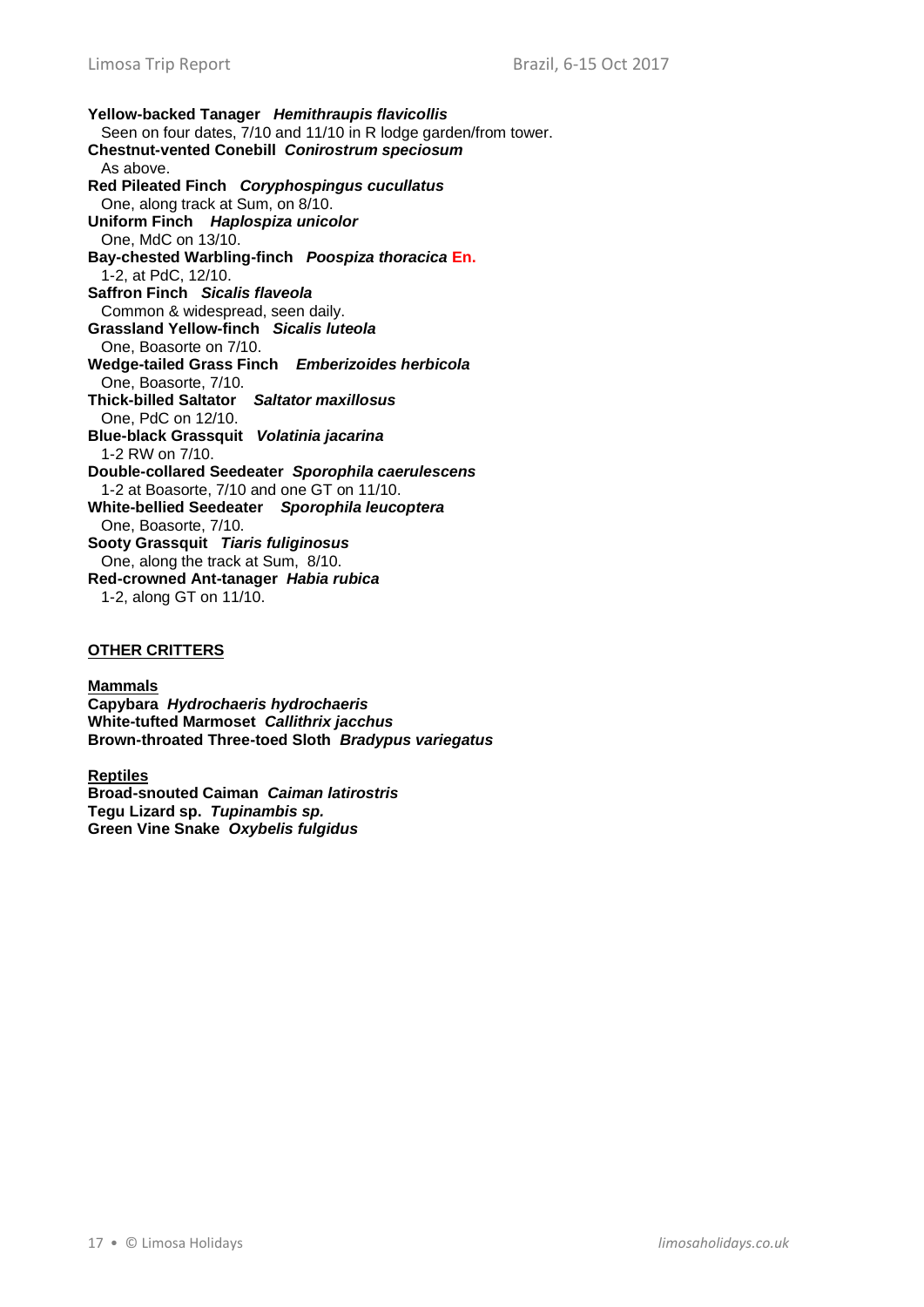**Yellow-backed Tanager** ***Hemithraupis flavicollis***
Seen on four dates, 7/10 and 11/10 in R lodge garden/from tower.

**Chestnut-vented Conebill** ***Conirostrum speciosum***
As above.

**Red Pileated Finch** ***Coryphospingus cucullatus***
One, along track at Sum, on 8/10.

**Uniform Finch** ***Haplospiza unicolor***
One, MdC on 13/10.

**Bay-chested Warbling-finch** ***Poospiza thoracica*** **En.**
1-2, at PdC, 12/10.

**Saffron Finch** ***Sicalis flaveola***
Common & widespread, seen daily.

**Grassland Yellow-finch** ***Sicalis luteola***
One, Boasorte on 7/10.

**Wedge-tailed Grass Finch** ***Emberizoides herbicola***
One, Boasorte, 7/10.

**Thick-billed Saltator** ***Saltator maxillosus***
One, PdC on 12/10.

**Blue-black Grassquit** ***Volatinia jacarina***
1-2 RW on 7/10.

**Double-collared Seedeater** ***Sporophila caerulescens***
1-2 at Boasorte, 7/10 and one GT on 11/10.

**White-bellied Seedeater** ***Sporophila leucoptera***
One, Boasorte, 7/10.

**Sooty Grassquit** ***Tiaris fuliginosus***
One, along the track at Sum, 8/10.

**Red-crowned Ant-tanager** ***Habia rubica***
1-2, along GT on 11/10.

## OTHER CRITTERS

### Mammals

**Capybara** ***Hydrochaeris hydrochaeris***
**White-tufted Marmoset** ***Callithrix jacchus***
**Brown-throated Three-toed Sloth** ***Bradypus variegatus***

### Reptiles

**Broad-snouted Caiman** ***Caiman latirostris***
**Tegu Lizard sp.** ***Tupinambis sp.***
**Green Vine Snake** ***Oxybelis fulgidus***